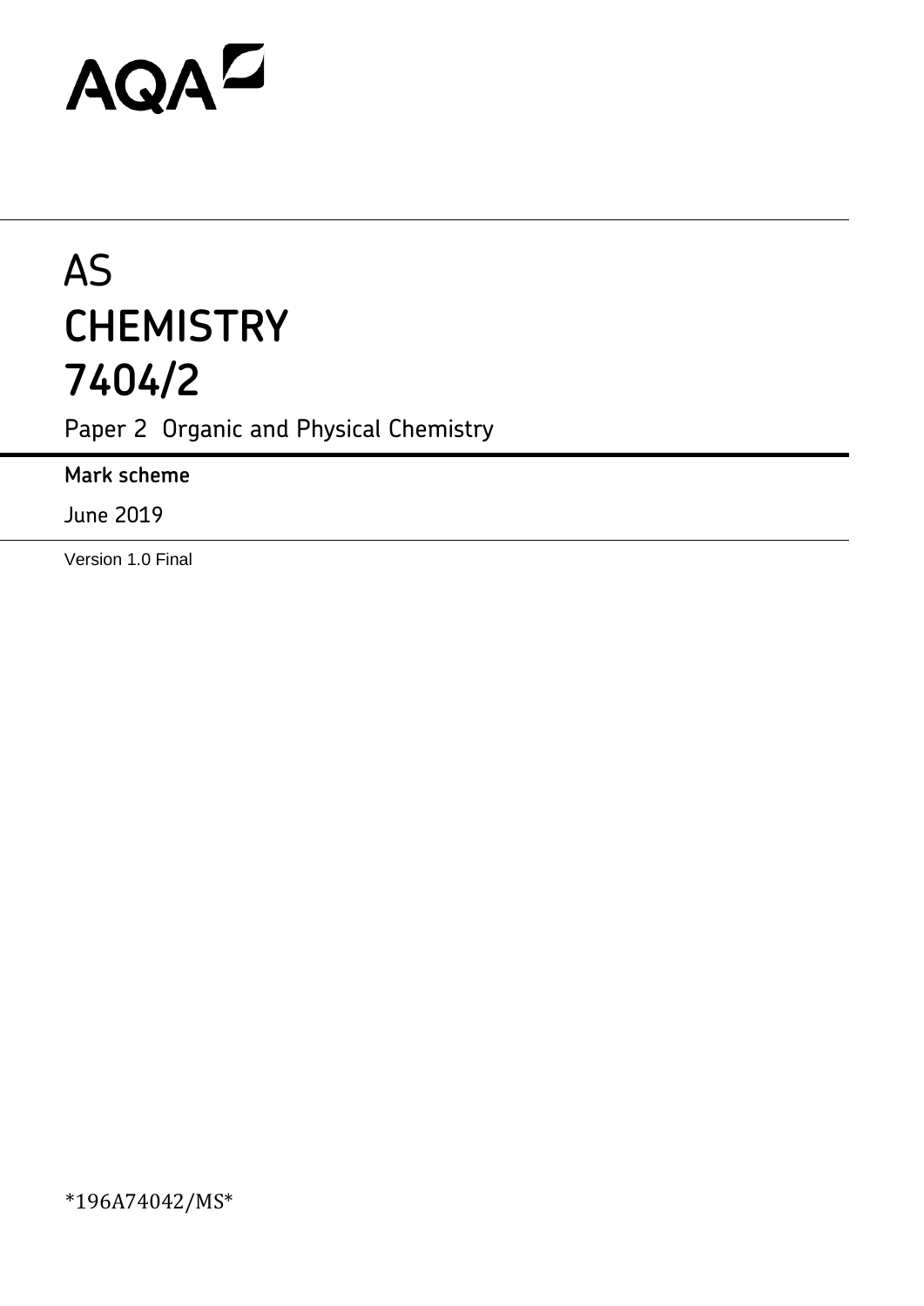AQA

# AS
# CHEMISTRY
# 7404/2

Paper 2 Organic and Physical Chemistry

**Mark scheme**

June 2019

Version 1.0 Final

*196A74042/MS*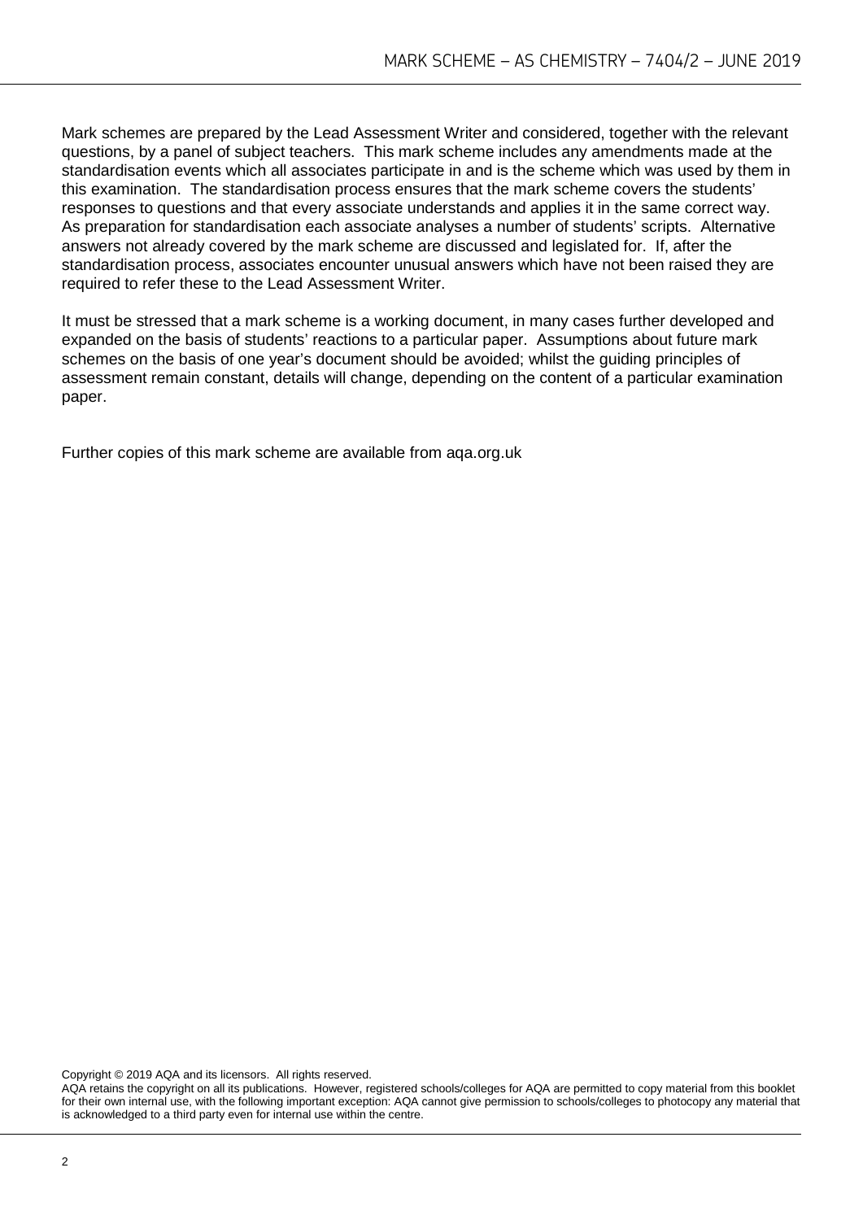Mark schemes are prepared by the Lead Assessment Writer and considered, together with the relevant questions, by a panel of subject teachers. This mark scheme includes any amendments made at the standardisation events which all associates participate in and is the scheme which was used by them in this examination. The standardisation process ensures that the mark scheme covers the students' responses to questions and that every associate understands and applies it in the same correct way. As preparation for standardisation each associate analyses a number of students' scripts. Alternative answers not already covered by the mark scheme are discussed and legislated for. If, after the standardisation process, associates encounter unusual answers which have not been raised they are required to refer these to the Lead Assessment Writer.

It must be stressed that a mark scheme is a working document, in many cases further developed and expanded on the basis of students' reactions to a particular paper. Assumptions about future mark schemes on the basis of one year's document should be avoided; whilst the guiding principles of assessment remain constant, details will change, depending on the content of a particular examination paper.

Further copies of this mark scheme are available from aqa.org.uk

Copyright © 2019 AQA and its licensors. All rights reserved.
AQA retains the copyright on all its publications. However, registered schools/colleges for AQA are permitted to copy material from this booklet for their own internal use, with the following important exception: AQA cannot give permission to schools/colleges to photocopy any material that is acknowledged to a third party even for internal use within the centre.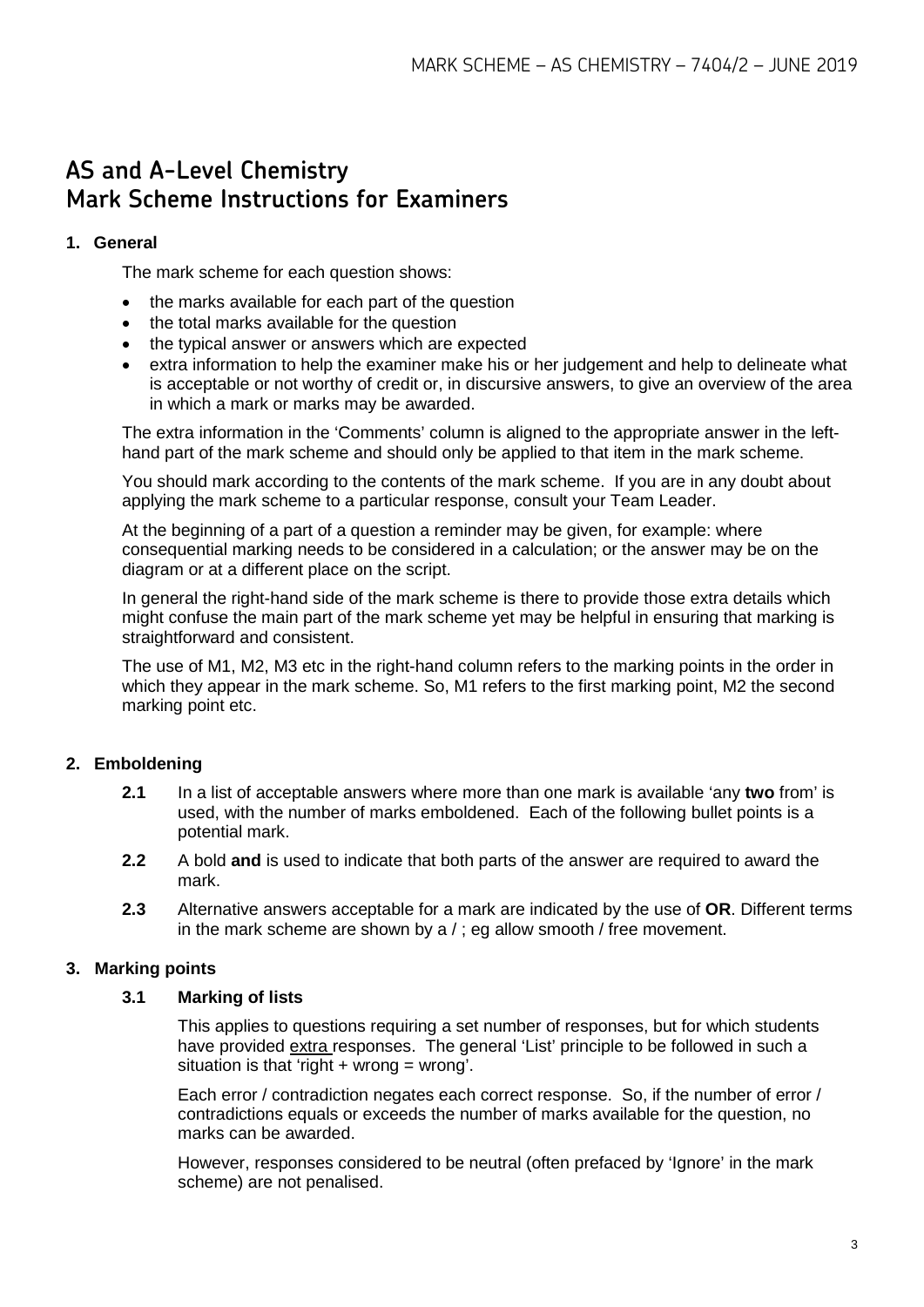# AS and A-Level Chemistry
# Mark Scheme Instructions for Examiners

## 1. General

The mark scheme for each question shows:

- the marks available for each part of the question
- the total marks available for the question
- the typical answer or answers which are expected
- extra information to help the examiner make his or her judgement and help to delineate what is acceptable or not worthy of credit or, in discursive answers, to give an overview of the area in which a mark or marks may be awarded.

The extra information in the 'Comments' column is aligned to the appropriate answer in the left-hand part of the mark scheme and should only be applied to that item in the mark scheme.

You should mark according to the contents of the mark scheme. If you are in any doubt about applying the mark scheme to a particular response, consult your Team Leader.

At the beginning of a part of a question a reminder may be given, for example: where consequential marking needs to be considered in a calculation; or the answer may be on the diagram or at a different place on the script.

In general the right-hand side of the mark scheme is there to provide those extra details which might confuse the main part of the mark scheme yet may be helpful in ensuring that marking is straightforward and consistent.

The use of M1, M2, M3 etc in the right-hand column refers to the marking points in the order in which they appear in the mark scheme. So, M1 refers to the first marking point, M2 the second marking point etc.

## 2. Emboldening

**2.1** In a list of acceptable answers where more than one mark is available 'any **two** from' is used, with the number of marks emboldened. Each of the following bullet points is a potential mark.

**2.2** A bold **and** is used to indicate that both parts of the answer are required to award the mark.

**2.3** Alternative answers acceptable for a mark are indicated by the use of **OR**. Different terms in the mark scheme are shown by a / ; eg allow smooth / free movement.

## 3. Marking points

### 3.1 Marking of lists

This applies to questions requiring a set number of responses, but for which students have provided extra responses. The general 'List' principle to be followed in such a situation is that 'right + wrong = wrong'.

Each error / contradiction negates each correct response. So, if the number of error / contradictions equals or exceeds the number of marks available for the question, no marks can be awarded.

However, responses considered to be neutral (often prefaced by 'Ignore' in the mark scheme) are not penalised.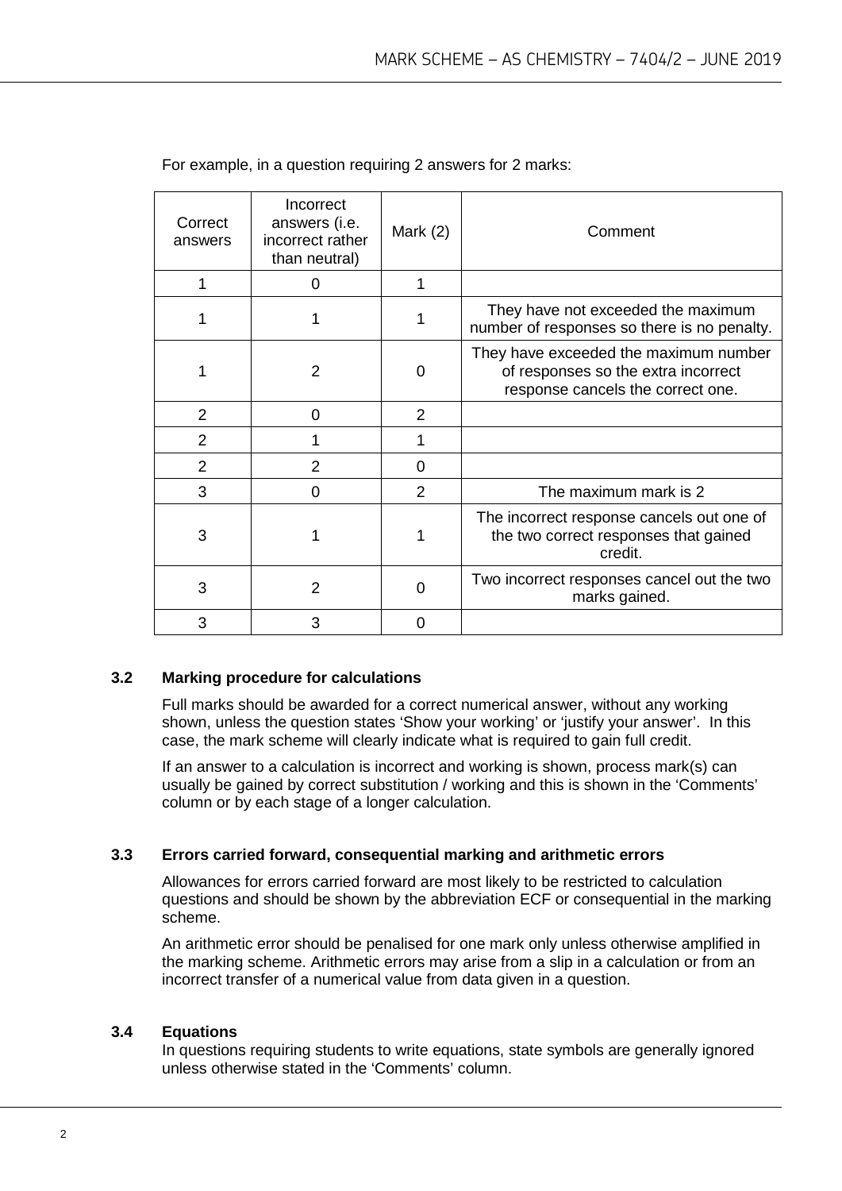For example, in a question requiring 2 answers for 2 marks:

| Correct answers | Incorrect answers (i.e. incorrect rather than neutral) | Mark (2) | Comment |
|---|---|---|---|
| 1 | 0 | 1 | |
| 1 | 1 | 1 | They have not exceeded the maximum number of responses so there is no penalty. |
| 1 | 2 | 0 | They have exceeded the maximum number of responses so the extra incorrect response cancels the correct one. |
| 2 | 0 | 2 | |
| 2 | 1 | 1 | |
| 2 | 2 | 0 | |
| 3 | 0 | 2 | The maximum mark is 2 |
| 3 | 1 | 1 | The incorrect response cancels out one of the two correct responses that gained credit. |
| 3 | 2 | 0 | Two incorrect responses cancel out the two marks gained. |
| 3 | 3 | 0 | |

### 3.2 Marking procedure for calculations

Full marks should be awarded for a correct numerical answer, without any working shown, unless the question states 'Show your working' or 'justify your answer'. In this case, the mark scheme will clearly indicate what is required to gain full credit.

If an answer to a calculation is incorrect and working is shown, process mark(s) can usually be gained by correct substitution / working and this is shown in the 'Comments' column or by each stage of a longer calculation.

### 3.3 Errors carried forward, consequential marking and arithmetic errors

Allowances for errors carried forward are most likely to be restricted to calculation questions and should be shown by the abbreviation ECF or consequential in the marking scheme.

An arithmetic error should be penalised for one mark only unless otherwise amplified in the marking scheme. Arithmetic errors may arise from a slip in a calculation or from an incorrect transfer of a numerical value from data given in a question.

### 3.4 Equations

In questions requiring students to write equations, state symbols are generally ignored unless otherwise stated in the 'Comments' column.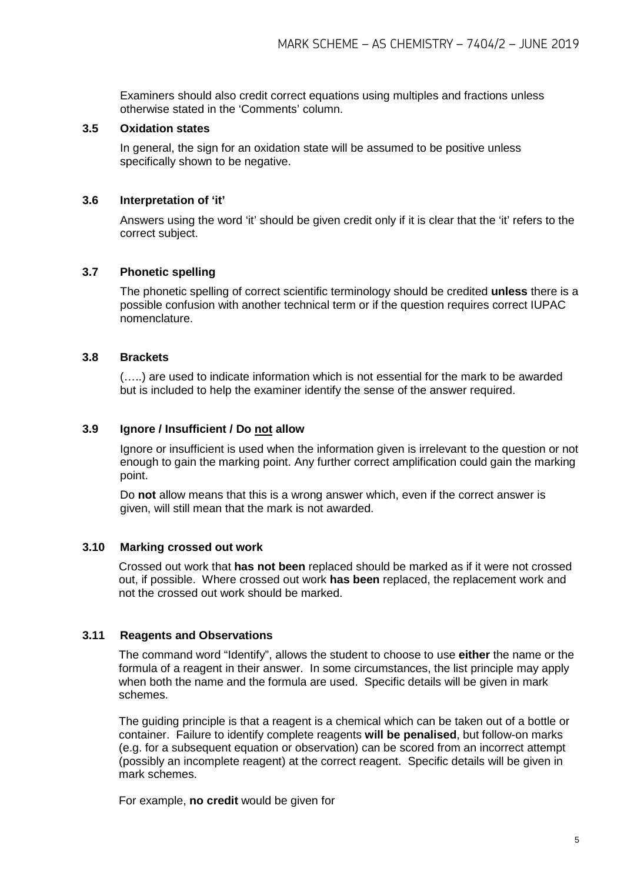Examiners should also credit correct equations using multiples and fractions unless otherwise stated in the 'Comments' column.

### 3.5 Oxidation states

In general, the sign for an oxidation state will be assumed to be positive unless specifically shown to be negative.

### 3.6 Interpretation of 'it'

Answers using the word 'it' should be given credit only if it is clear that the 'it' refers to the correct subject.

### 3.7 Phonetic spelling

The phonetic spelling of correct scientific terminology should be credited **unless** there is a possible confusion with another technical term or if the question requires correct IUPAC nomenclature.

### 3.8 Brackets

(…..) are used to indicate information which is not essential for the mark to be awarded but is included to help the examiner identify the sense of the answer required.

### 3.9 Ignore / Insufficient / Do <u>not</u> allow

Ignore or insufficient is used when the information given is irrelevant to the question or not enough to gain the marking point. Any further correct amplification could gain the marking point.

Do **not** allow means that this is a wrong answer which, even if the correct answer is given, will still mean that the mark is not awarded.

### 3.10 Marking crossed out work

Crossed out work that **has not been** replaced should be marked as if it were not crossed out, if possible. Where crossed out work **has been** replaced, the replacement work and not the crossed out work should be marked.

### 3.11 Reagents and Observations

The command word "Identify", allows the student to choose to use **either** the name or the formula of a reagent in their answer. In some circumstances, the list principle may apply when both the name and the formula are used. Specific details will be given in mark schemes.

The guiding principle is that a reagent is a chemical which can be taken out of a bottle or container. Failure to identify complete reagents **will be penalised**, but follow-on marks (e.g. for a subsequent equation or observation) can be scored from an incorrect attempt (possibly an incomplete reagent) at the correct reagent. Specific details will be given in mark schemes.

For example, **no credit** would be given for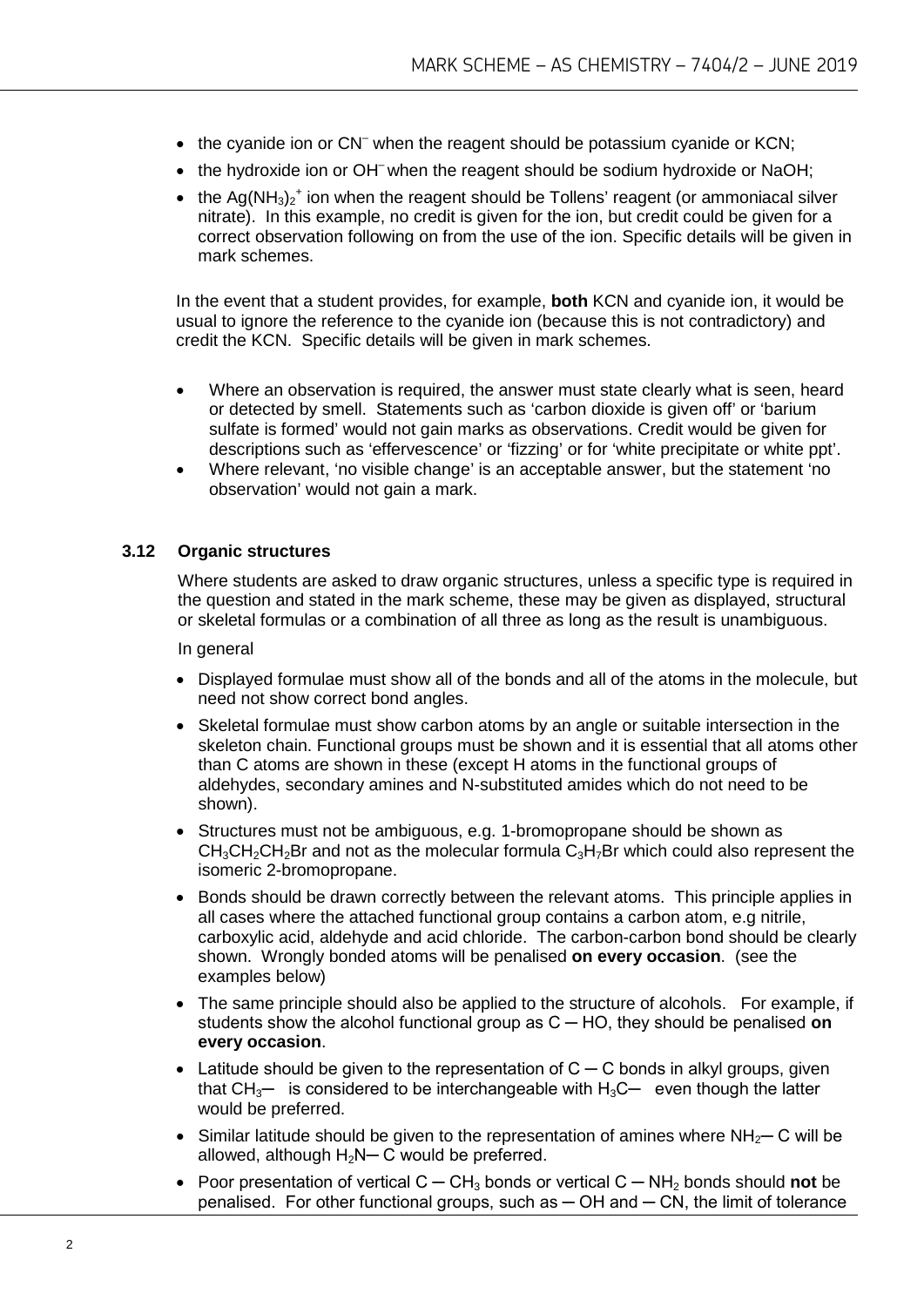- the cyanide ion or $CN^-$ when the reagent should be potassium cyanide or KCN;
- the hydroxide ion or $OH^-$ when the reagent should be sodium hydroxide or NaOH;
- the $Ag(NH_3)_2^+$ ion when the reagent should be Tollens' reagent (or ammoniacal silver nitrate). In this example, no credit is given for the ion, but credit could be given for a correct observation following on from the use of the ion. Specific details will be given in mark schemes.

In the event that a student provides, for example, **both** KCN and cyanide ion, it would be usual to ignore the reference to the cyanide ion (because this is not contradictory) and credit the KCN. Specific details will be given in mark schemes.

- Where an observation is required, the answer must state clearly what is seen, heard or detected by smell. Statements such as 'carbon dioxide is given off' or 'barium sulfate is formed' would not gain marks as observations. Credit would be given for descriptions such as 'effervescence' or 'fizzing' or for 'white precipitate or white ppt'.
- Where relevant, 'no visible change' is an acceptable answer, but the statement 'no observation' would not gain a mark.

### 3.12 Organic structures

Where students are asked to draw organic structures, unless a specific type is required in the question and stated in the mark scheme, these may be given as displayed, structural or skeletal formulas or a combination of all three as long as the result is unambiguous.

In general

- Displayed formulae must show all of the bonds and all of the atoms in the molecule, but need not show correct bond angles.
- Skeletal formulae must show carbon atoms by an angle or suitable intersection in the skeleton chain. Functional groups must be shown and it is essential that all atoms other than C atoms are shown in these (except H atoms in the functional groups of aldehydes, secondary amines and N-substituted amides which do not need to be shown).
- Structures must not be ambiguous, e.g. 1-bromopropane should be shown as $CH_3CH_2CH_2Br$ and not as the molecular formula $C_3H_7Br$ which could also represent the isomeric 2-bromopropane.
- Bonds should be drawn correctly between the relevant atoms. This principle applies in all cases where the attached functional group contains a carbon atom, e.g nitrile, carboxylic acid, aldehyde and acid chloride. The carbon-carbon bond should be clearly shown. Wrongly bonded atoms will be penalised **on every occasion**. (see the examples below)
- The same principle should also be applied to the structure of alcohols. For example, if students show the alcohol functional group as C ─ HO, they should be penalised **on every occasion**.
- Latitude should be given to the representation of C ─ C bonds in alkyl groups, given that $CH_3$─ is considered to be interchangeable with $H_3C$─ even though the latter would be preferred.
- Similar latitude should be given to the representation of amines where $NH_2$─ C will be allowed, although $H_2N$─ C would be preferred.
- Poor presentation of vertical C ─ $CH_3$ bonds or vertical C ─ $NH_2$ bonds should **not** be penalised. For other functional groups, such as ─ OH and ─ CN, the limit of tolerance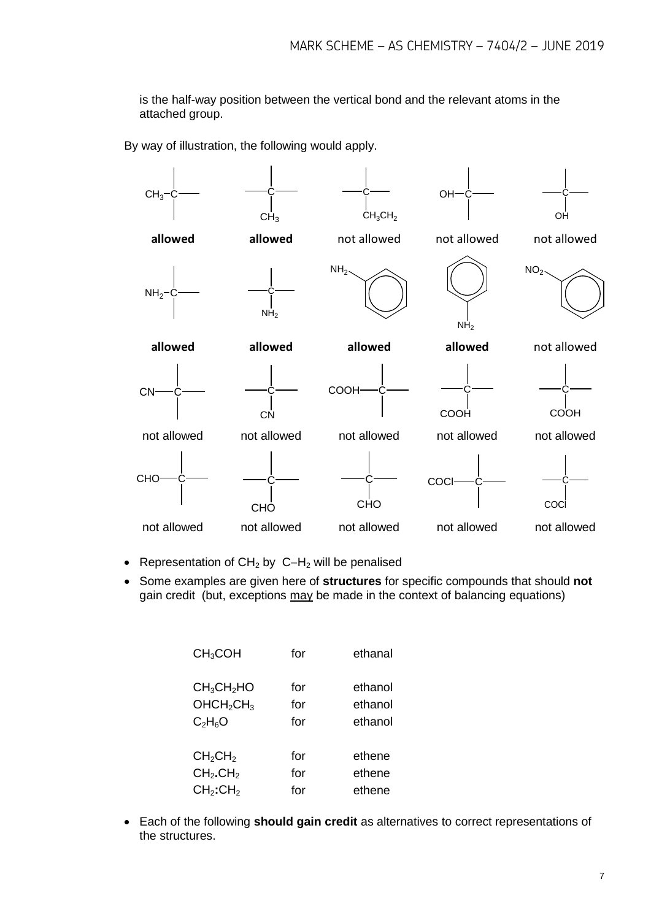is the half-way position between the vertical bond and the relevant atoms in the attached group.

By way of illustration, the following would apply.

| | | | | |
|---|---|---|---|---|
| $CH_3$–C | C with $CH_3$ below | C with $CH_3CH_2$ below | OH–C | C with OH below |
| **allowed** | **allowed** | not allowed | not allowed | not allowed |
| $NH_2$–C | C with $NH_2$ below | $NH_2$ on benzene ring | benzene ring with $NH_2$ below | $NO_2$ on benzene ring |
| **allowed** | **allowed** | **allowed** | **allowed** | not allowed |
| CN–C | C with CN below | COOH–C | C with COOH below | C with COOH below |
| not allowed | not allowed | not allowed | not allowed | not allowed |
| CHO–C | C with CHO below | C with CHO below | COCl–C | C with COCl below |
| not allowed | not allowed | not allowed | not allowed | not allowed |

- Representation of $CH_2$ by C–$H_2$ will be penalised
- Some examples are given here of **structures** for specific compounds that should **not** gain credit (but, exceptions <u>may</u> be made in the context of balancing equations)

| | | |
|---|---|---|
| $CH_3COH$ | for | ethanal |
| $CH_3CH_2HO$ | for | ethanol |
| $OHCH_2CH_3$ | for | ethanol |
| $C_2H_6O$ | for | ethanol |
| $CH_2CH_2$ | for | ethene |
| $CH_2.CH_2$ | for | ethene |
| $CH_2:CH_2$ | for | ethene |

- Each of the following **should gain credit** as alternatives to correct representations of the structures.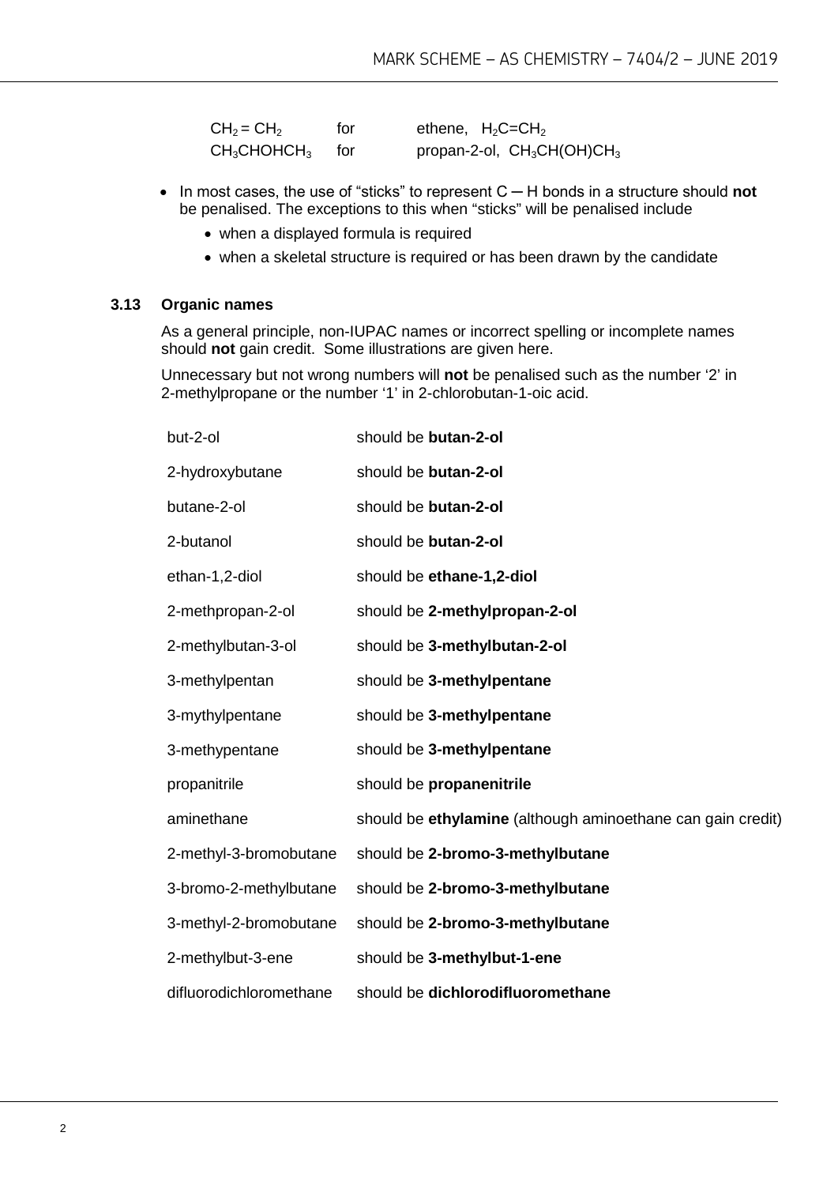| | | |
|---|---|---|
| $CH_2 = CH_2$ | for | ethene, $H_2C{=}CH_2$ |
| $CH_3CHOHCH_3$ | for | propan-2-ol, $CH_3CH(OH)CH_3$ |

- In most cases, the use of "sticks" to represent C ─ H bonds in a structure should **not** be penalised. The exceptions to this when "sticks" will be penalised include
  - when a displayed formula is required
  - when a skeletal structure is required or has been drawn by the candidate

### 3.13 Organic names

As a general principle, non-IUPAC names or incorrect spelling or incomplete names should **not** gain credit. Some illustrations are given here.

Unnecessary but not wrong numbers will **not** be penalised such as the number '2' in 2-methylpropane or the number '1' in 2-chlorobutan-1-oic acid.

| | |
|---|---|
| but-2-ol | should be **butan-2-ol** |
| 2-hydroxybutane | should be **butan-2-ol** |
| butane-2-ol | should be **butan-2-ol** |
| 2-butanol | should be **butan-2-ol** |
| ethan-1,2-diol | should be **ethane-1,2-diol** |
| 2-methpropan-2-ol | should be **2-methylpropan-2-ol** |
| 2-methylbutan-3-ol | should be **3-methylbutan-2-ol** |
| 3-methylpentan | should be **3-methylpentane** |
| 3-mythylpentane | should be **3-methylpentane** |
| 3-methypentane | should be **3-methylpentane** |
| propanitrile | should be **propanenitrile** |
| aminethane | should be **ethylamine** (although aminoethane can gain credit) |
| 2-methyl-3-bromobutane | should be **2-bromo-3-methylbutane** |
| 3-bromo-2-methylbutane | should be **2-bromo-3-methylbutane** |
| 3-methyl-2-bromobutane | should be **2-bromo-3-methylbutane** |
| 2-methylbut-3-ene | should be **3-methylbut-1-ene** |
| difluorodichloromethane | should be **dichlorodifluoromethane** |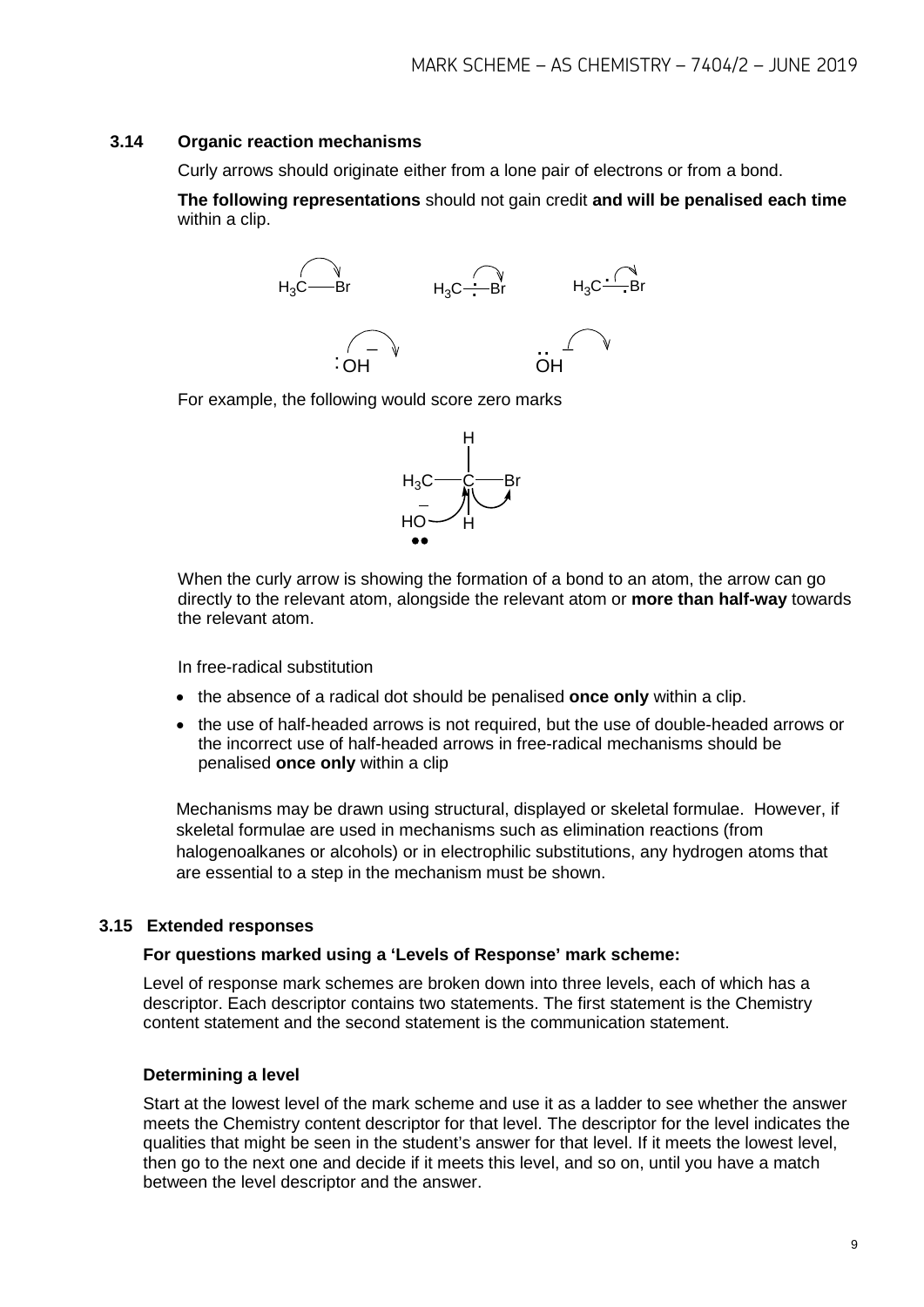### 3.14 Organic reaction mechanisms

Curly arrows should originate either from a lone pair of electrons or from a bond.

**The following representations** should not gain credit **and will be penalised each time** within a clip.

For example, the following would score zero marks

When the curly arrow is showing the formation of a bond to an atom, the arrow can go directly to the relevant atom, alongside the relevant atom or **more than half-way** towards the relevant atom.

In free-radical substitution

- the absence of a radical dot should be penalised **once only** within a clip.
- the use of half-headed arrows is not required, but the use of double-headed arrows or the incorrect use of half-headed arrows in free-radical mechanisms should be penalised **once only** within a clip

Mechanisms may be drawn using structural, displayed or skeletal formulae. However, if skeletal formulae are used in mechanisms such as elimination reactions (from halogenoalkanes or alcohols) or in electrophilic substitutions, any hydrogen atoms that are essential to a step in the mechanism must be shown.

### 3.15 Extended responses

**For questions marked using a 'Levels of Response' mark scheme:**

Level of response mark schemes are broken down into three levels, each of which has a descriptor. Each descriptor contains two statements. The first statement is the Chemistry content statement and the second statement is the communication statement.

**Determining a level**

Start at the lowest level of the mark scheme and use it as a ladder to see whether the answer meets the Chemistry content descriptor for that level. The descriptor for the level indicates the qualities that might be seen in the student's answer for that level. If it meets the lowest level, then go to the next one and decide if it meets this level, and so on, until you have a match between the level descriptor and the answer.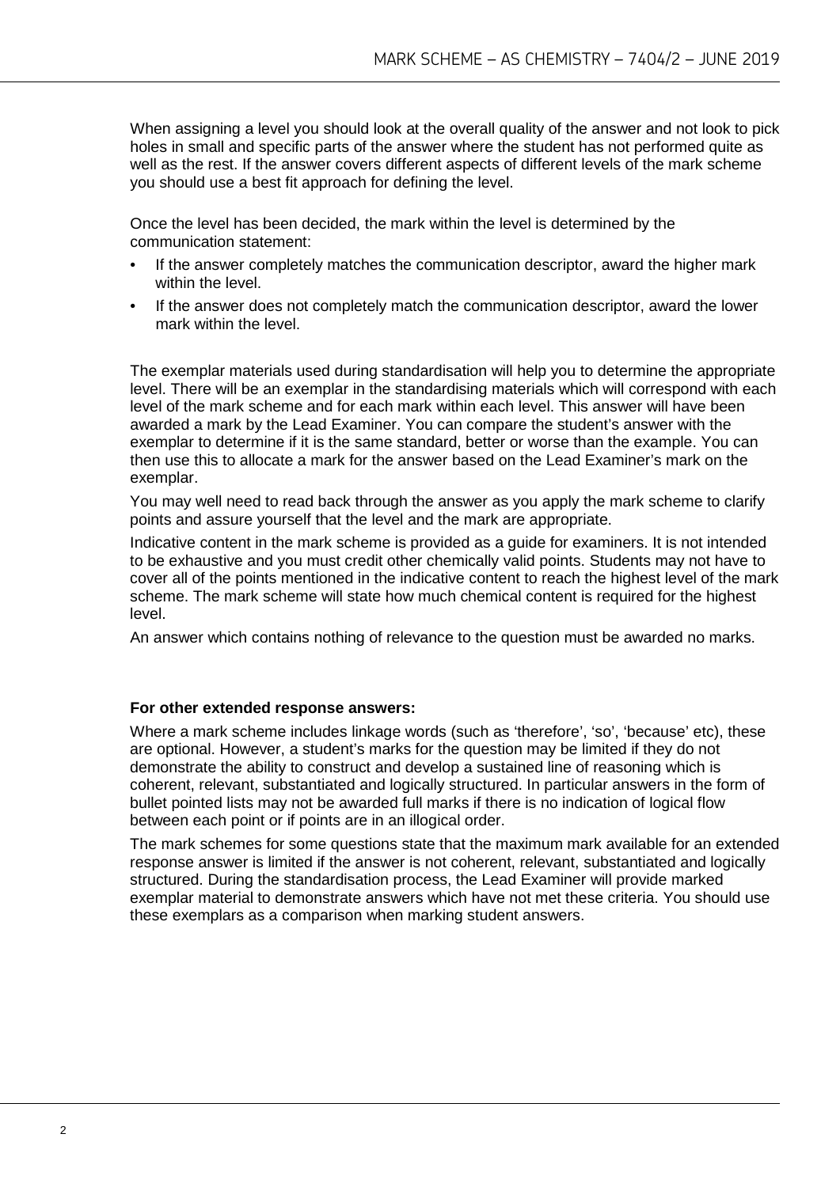When assigning a level you should look at the overall quality of the answer and not look to pick holes in small and specific parts of the answer where the student has not performed quite as well as the rest. If the answer covers different aspects of different levels of the mark scheme you should use a best fit approach for defining the level.

Once the level has been decided, the mark within the level is determined by the communication statement:

- If the answer completely matches the communication descriptor, award the higher mark within the level.
- If the answer does not completely match the communication descriptor, award the lower mark within the level.

The exemplar materials used during standardisation will help you to determine the appropriate level. There will be an exemplar in the standardising materials which will correspond with each level of the mark scheme and for each mark within each level. This answer will have been awarded a mark by the Lead Examiner. You can compare the student's answer with the exemplar to determine if it is the same standard, better or worse than the example. You can then use this to allocate a mark for the answer based on the Lead Examiner's mark on the exemplar.

You may well need to read back through the answer as you apply the mark scheme to clarify points and assure yourself that the level and the mark are appropriate.

Indicative content in the mark scheme is provided as a guide for examiners. It is not intended to be exhaustive and you must credit other chemically valid points. Students may not have to cover all of the points mentioned in the indicative content to reach the highest level of the mark scheme. The mark scheme will state how much chemical content is required for the highest level.

An answer which contains nothing of relevance to the question must be awarded no marks.

**For other extended response answers:**

Where a mark scheme includes linkage words (such as 'therefore', 'so', 'because' etc), these are optional. However, a student's marks for the question may be limited if they do not demonstrate the ability to construct and develop a sustained line of reasoning which is coherent, relevant, substantiated and logically structured. In particular answers in the form of bullet pointed lists may not be awarded full marks if there is no indication of logical flow between each point or if points are in an illogical order.

The mark schemes for some questions state that the maximum mark available for an extended response answer is limited if the answer is not coherent, relevant, substantiated and logically structured. During the standardisation process, the Lead Examiner will provide marked exemplar material to demonstrate answers which have not met these criteria. You should use these exemplars as a comparison when marking student answers.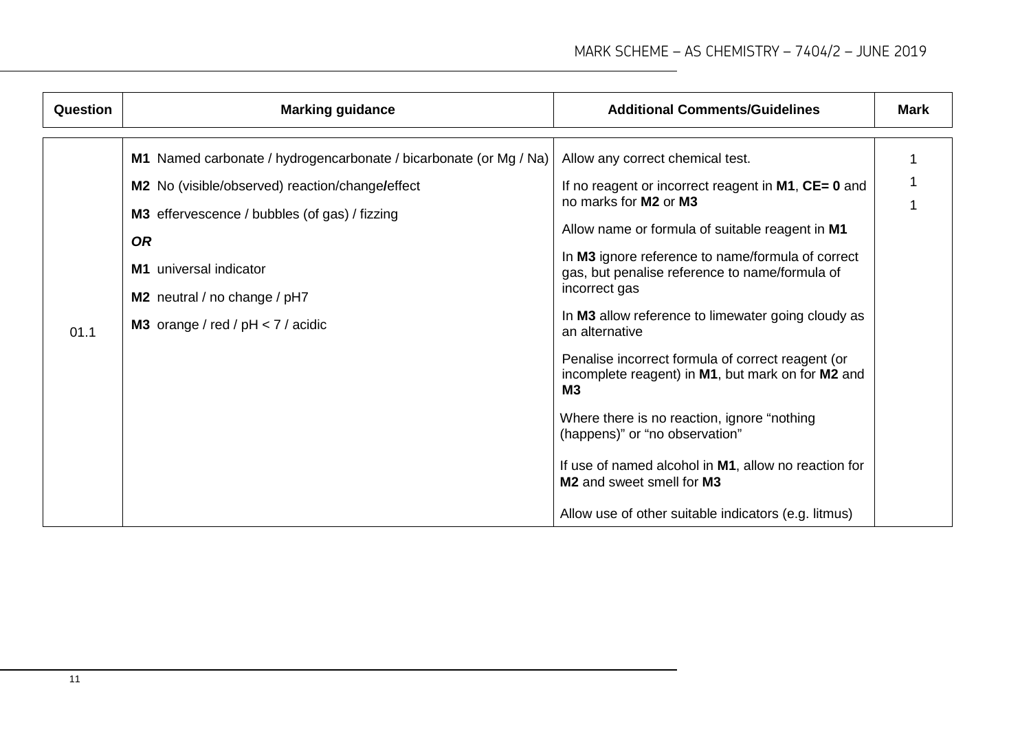| Question | Marking guidance | Additional Comments/Guidelines | Mark |
|---|---|---|---|
| 01.1 | **M1** Named carbonate / hydrogencarbonate / bicarbonate (or Mg / Na)<br>**M2** No (visible/observed) reaction/change**/**effect<br>**M3** effervescence / bubbles (of gas) / fizzing<br>***OR***<br>**M1** universal indicator<br>**M2** neutral / no change / pH7<br>**M3** orange / red / pH < 7 / acidic | Allow any correct chemical test.<br>If no reagent or incorrect reagent in **M1**, **CE= 0** and no marks for **M2** or **M3**<br>Allow name or formula of suitable reagent in **M1**<br>In **M3** ignore reference to name/formula of correct gas, but penalise reference to name/formula of incorrect gas<br>In **M3** allow reference to limewater going cloudy as an alternative<br>Penalise incorrect formula of correct reagent (or incomplete reagent) in **M1**, but mark on for **M2** and **M3**<br>Where there is no reaction, ignore "nothing (happens)" or "no observation"<br>If use of named alcohol in **M1**, allow no reaction for **M2** and sweet smell for **M3**<br>Allow use of other suitable indicators (e.g. litmus) | 1<br>1<br>1 |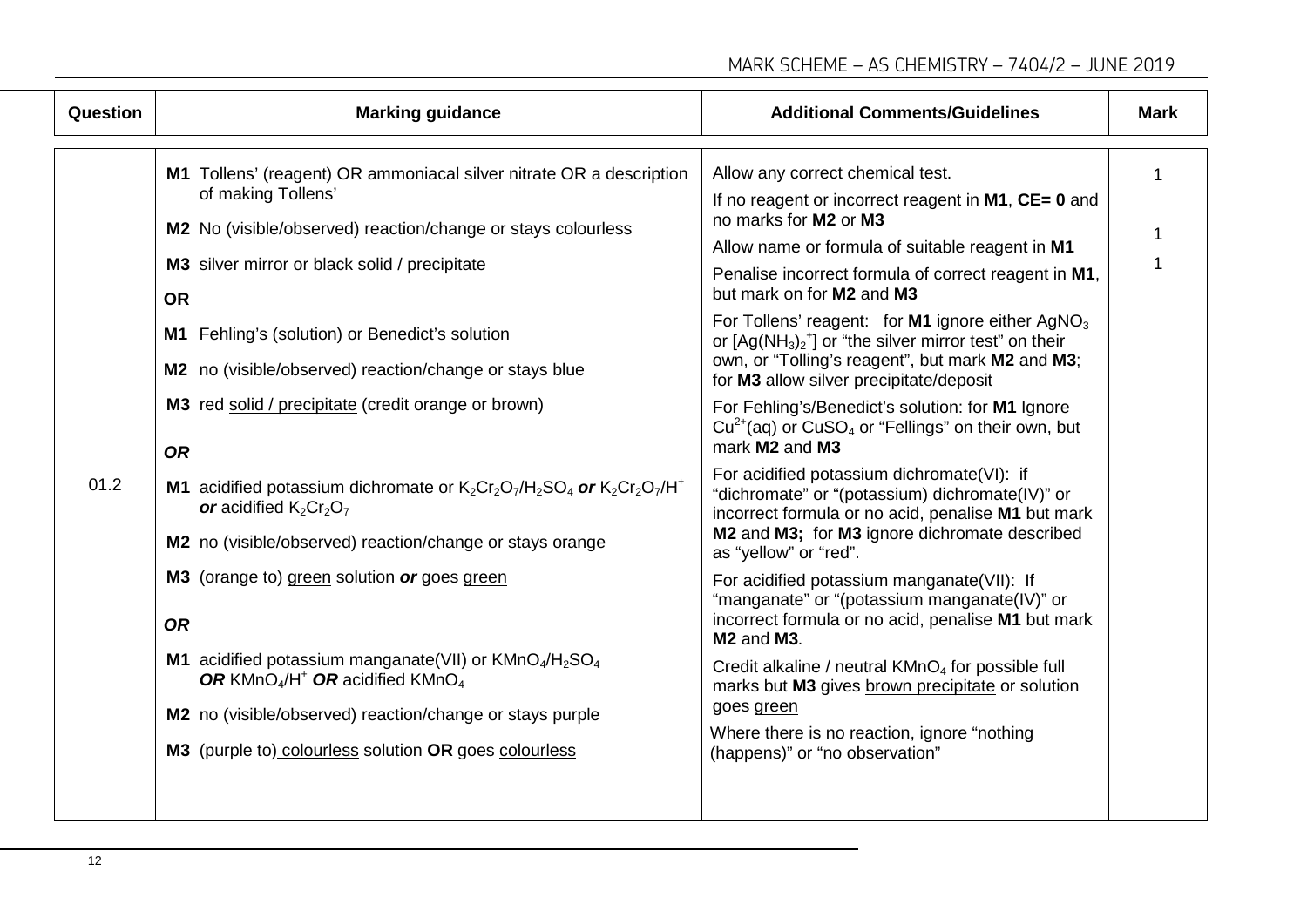| Question | Marking guidance | Additional Comments/Guidelines | Mark |
|---|---|---|---|
| 01.2 | **M1** Tollens' (reagent) OR ammoniacal silver nitrate OR a description of making Tollens'<br>**M2** No (visible/observed) reaction/change or stays colourless<br>**M3** silver mirror or black solid / precipitate<br>**OR**<br>**M1** Fehling's (solution) or Benedict's solution<br>**M2** no (visible/observed) reaction/change or stays blue<br>**M3** red solid / precipitate (credit orange or brown)<br>***OR***<br>**M1** acidified potassium dichromate or $K_2Cr_2O_7/H_2SO_4$ ***or*** $K_2Cr_2O_7/H^+$ ***or*** acidified $K_2Cr_2O_7$<br>**M2** no (visible/observed) reaction/change or stays orange<br>**M3** (orange to) green solution ***or*** goes green<br>***OR***<br>**M1** acidified potassium manganate(VII) or $KMnO_4/H_2SO_4$ ***OR*** $KMnO_4/H^+$ ***OR*** acidified $KMnO_4$<br>**M2** no (visible/observed) reaction/change or stays purple<br>**M3** (purple to) colourless solution **OR** goes colourless | Allow any correct chemical test.<br>If no reagent or incorrect reagent in **M1**, **CE= 0** and no marks for **M2** or **M3**<br>Allow name or formula of suitable reagent in **M1**<br>Penalise incorrect formula of correct reagent in **M1**, but mark on for **M2** and **M3**<br>For Tollens' reagent: for **M1** ignore either $AgNO_3$ or $[Ag(NH_3)_2^+]$ or "the silver mirror test" on their own, or "Tolling's reagent", but mark **M2** and **M3**; for **M3** allow silver precipitate/deposit<br>For Fehling's/Benedict's solution: for **M1** Ignore $Cu^{2+}$(aq) or $CuSO_4$ or "Fellings" on their own, but mark **M2** and **M3**<br>For acidified potassium dichromate(VI): if "dichromate" or "(potassium) dichromate(IV)" or incorrect formula or no acid, penalise **M1** but mark **M2** and **M3;** for **M3** ignore dichromate described as "yellow" or "red".<br>For acidified potassium manganate(VII): If "manganate" or "(potassium manganate(IV)" or incorrect formula or no acid, penalise **M1** but mark **M2** and **M3**.<br>Credit alkaline / neutral $KMnO_4$ for possible full marks but **M3** gives brown precipitate or solution goes green<br>Where there is no reaction, ignore "nothing (happens)" or "no observation" | 1<br><br>1<br><br>1 |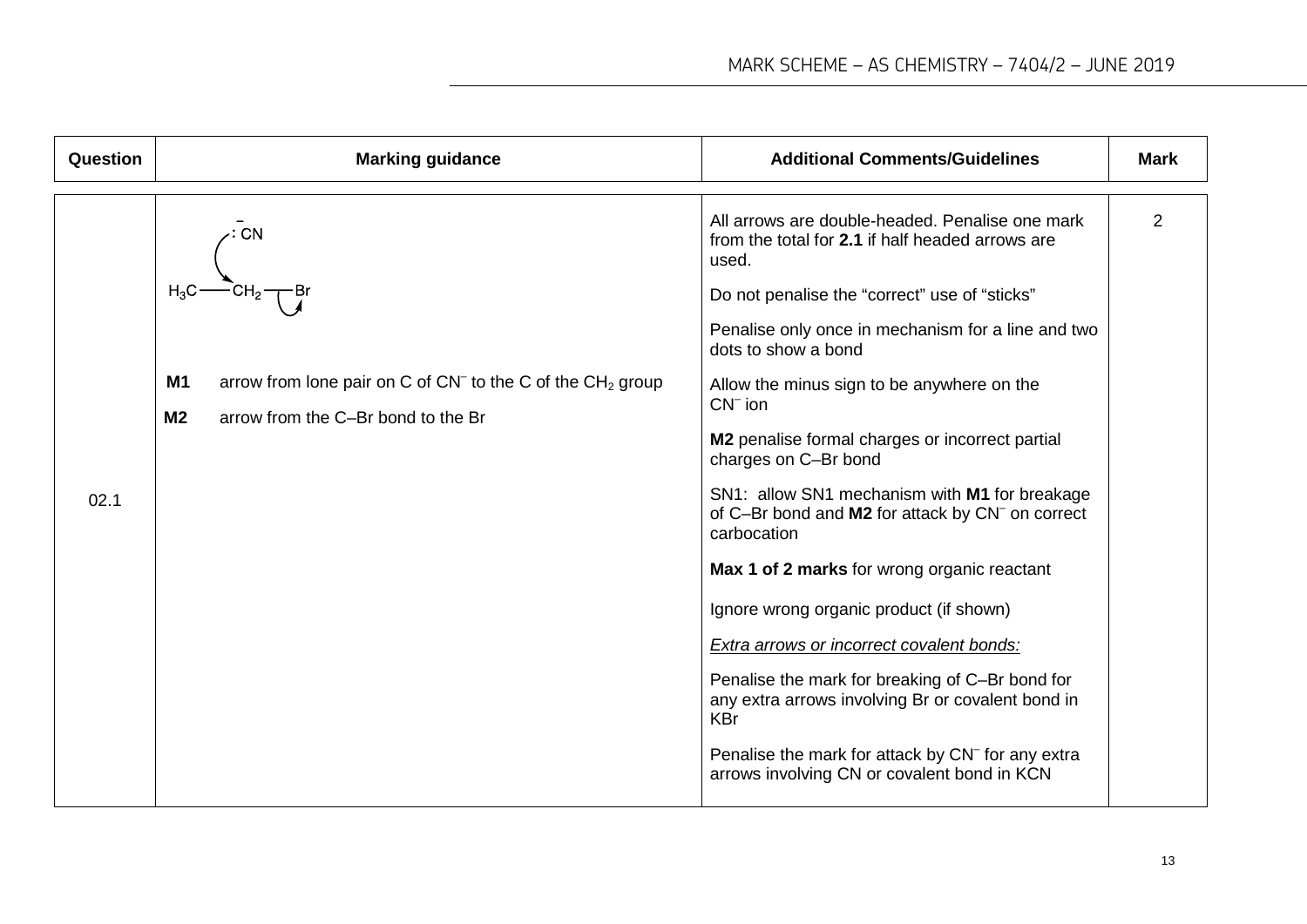| Question | Marking guidance | Additional Comments/Guidelines | Mark |
|---|---|---|---|
| 02.1 | $:\bar{C}N$ <br> $H_3C$—$CH_2$—Br <br><br> **M1** arrow from lone pair on C of $CN^-$ to the C of the $CH_2$ group <br> **M2** arrow from the C–Br bond to the Br | All arrows are double-headed. Penalise one mark from the total for **2.1** if half headed arrows are used. <br><br> Do not penalise the "correct" use of "sticks" <br><br> Penalise only once in mechanism for a line and two dots to show a bond <br><br> Allow the minus sign to be anywhere on the $CN^-$ ion <br><br> **M2** penalise formal charges or incorrect partial charges on C–Br bond <br><br> SN1: allow SN1 mechanism with **M1** for breakage of C–Br bond and **M2** for attack by $CN^-$ on correct carbocation <br><br> **Max 1 of 2 marks** for wrong organic reactant <br><br> Ignore wrong organic product (if shown) <br><br> *Extra arrows or incorrect covalent bonds:* <br><br> Penalise the mark for breaking of C–Br bond for any extra arrows involving Br or covalent bond in KBr <br><br> Penalise the mark for attack by $CN^-$ for any extra arrows involving CN or covalent bond in KCN | 2 |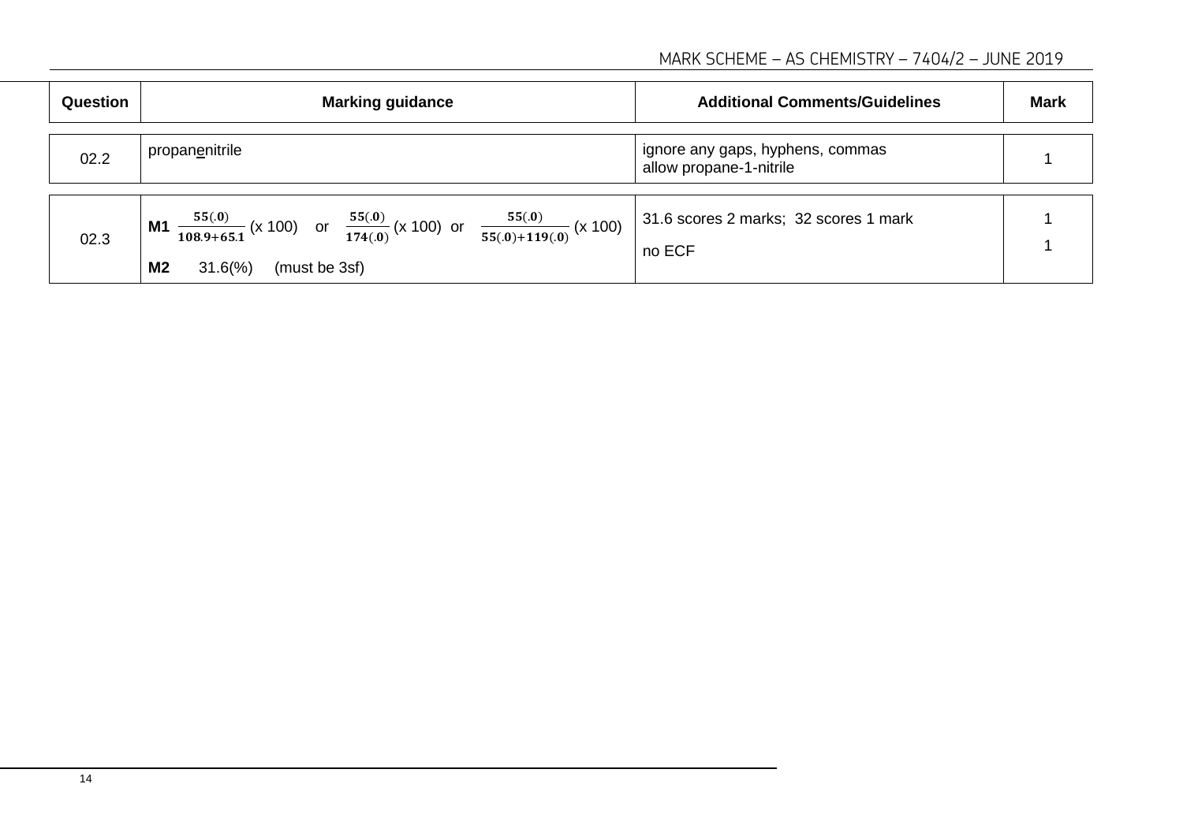| Question | Marking guidance | Additional Comments/Guidelines | Mark |
|---|---|---|---|
| 02.2 | propan<u>e</u>nitrile | ignore any gaps, hyphens, commas<br>allow propane-1-nitrile | 1 |
| 02.3 | **M1** $\frac{\mathbf{55(.0)}}{\mathbf{108.9+65.1}}$ (x 100) or $\frac{\mathbf{55(.0)}}{\mathbf{174(.0)}}$ (x 100) or $\frac{\mathbf{55(.0)}}{\mathbf{55(.0)+119(.0)}}$ (x 100)<br><br>**M2** 31.6(%) (must be 3sf) | 31.6 scores 2 marks; 32 scores 1 mark<br><br>no ECF | 1<br><br>1 |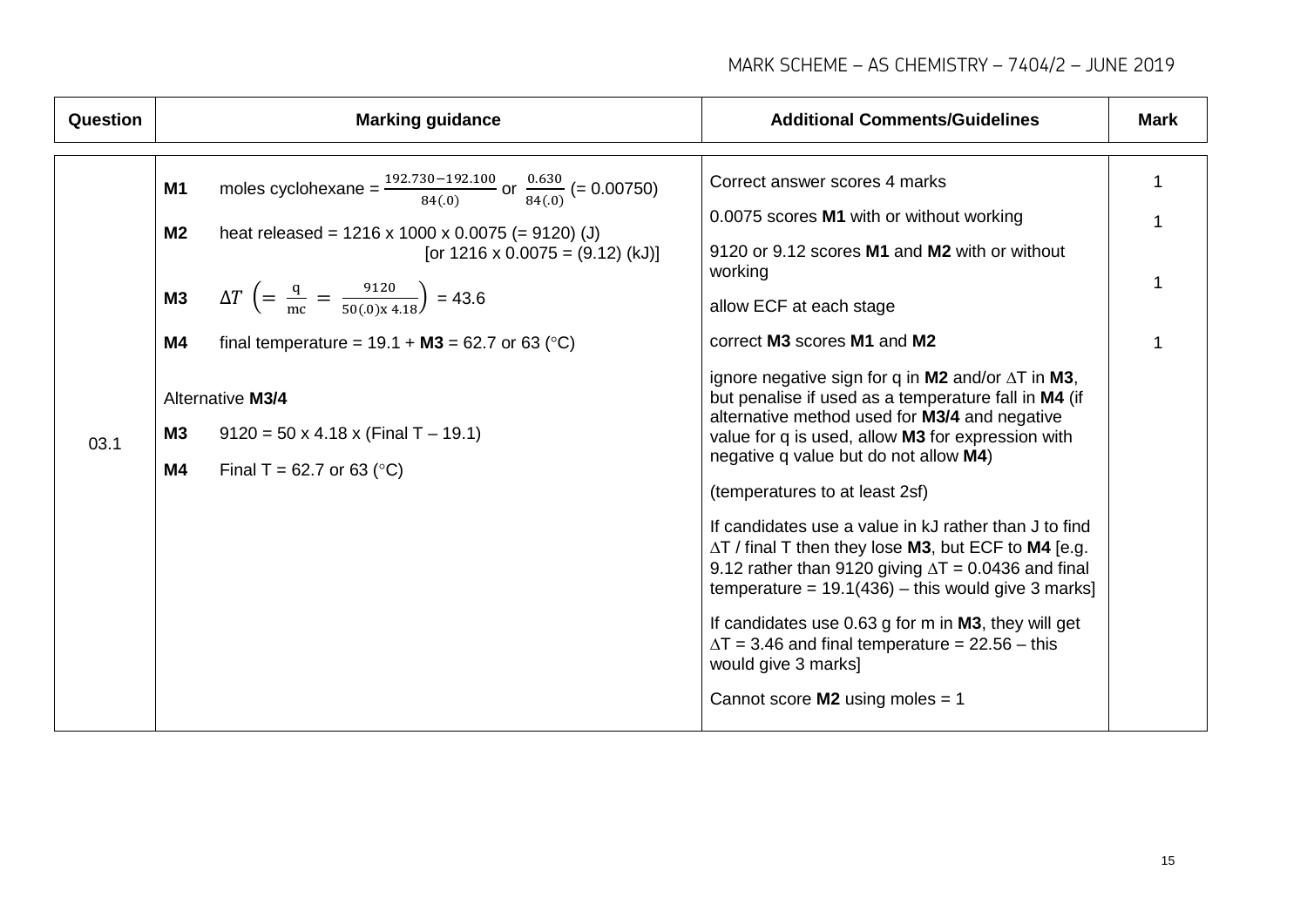| Question | Marking guidance | Additional Comments/Guidelines | Mark |
|---|---|---|---|
| 03.1 | **M1** moles cyclohexane = $\frac{192.730-192.100}{84(.0)}$ or $\frac{0.630}{84(.0)}$ (= 0.00750)<br><br>**M2** heat released = 1216 x 1000 x 0.0075 (= 9120) (J) [or 1216 x 0.0075 = (9.12) (kJ)]<br><br>**M3** $\Delta T \left(= \frac{q}{mc} = \frac{9120}{50(.0) x 4.18}\right)$ = 43.6<br><br>**M4** final temperature = 19.1 + **M3** = 62.7 or 63 (°C)<br><br>Alternative **M3/4**<br><br>**M3** 9120 = 50 x 4.18 x (Final T – 19.1)<br><br>**M4** Final T = 62.7 or 63 (°C) | Correct answer scores 4 marks<br><br>0.0075 scores **M1** with or without working<br><br>9120 or 9.12 scores **M1** and **M2** with or without working<br><br>allow ECF at each stage<br><br>correct **M3** scores **M1** and **M2**<br><br>ignore negative sign for q in **M2** and/or ∆T in **M3**, but penalise if used as a temperature fall in **M4** (if alternative method used for **M3/4** and negative value for q is used, allow **M3** for expression with negative q value but do not allow **M4**)<br><br>(temperatures to at least 2sf)<br><br>If candidates use a value in kJ rather than J to find ∆T / final T then they lose **M3**, but ECF to **M4** [e.g. 9.12 rather than 9120 giving ∆T = 0.0436 and final temperature = 19.1(436) – this would give 3 marks]<br><br>If candidates use 0.63 g for m in **M3**, they will get ∆T = 3.46 and final temperature = 22.56 – this would give 3 marks]<br><br>Cannot score **M2** using moles = 1 | 1<br><br>1<br><br>1<br><br>1 |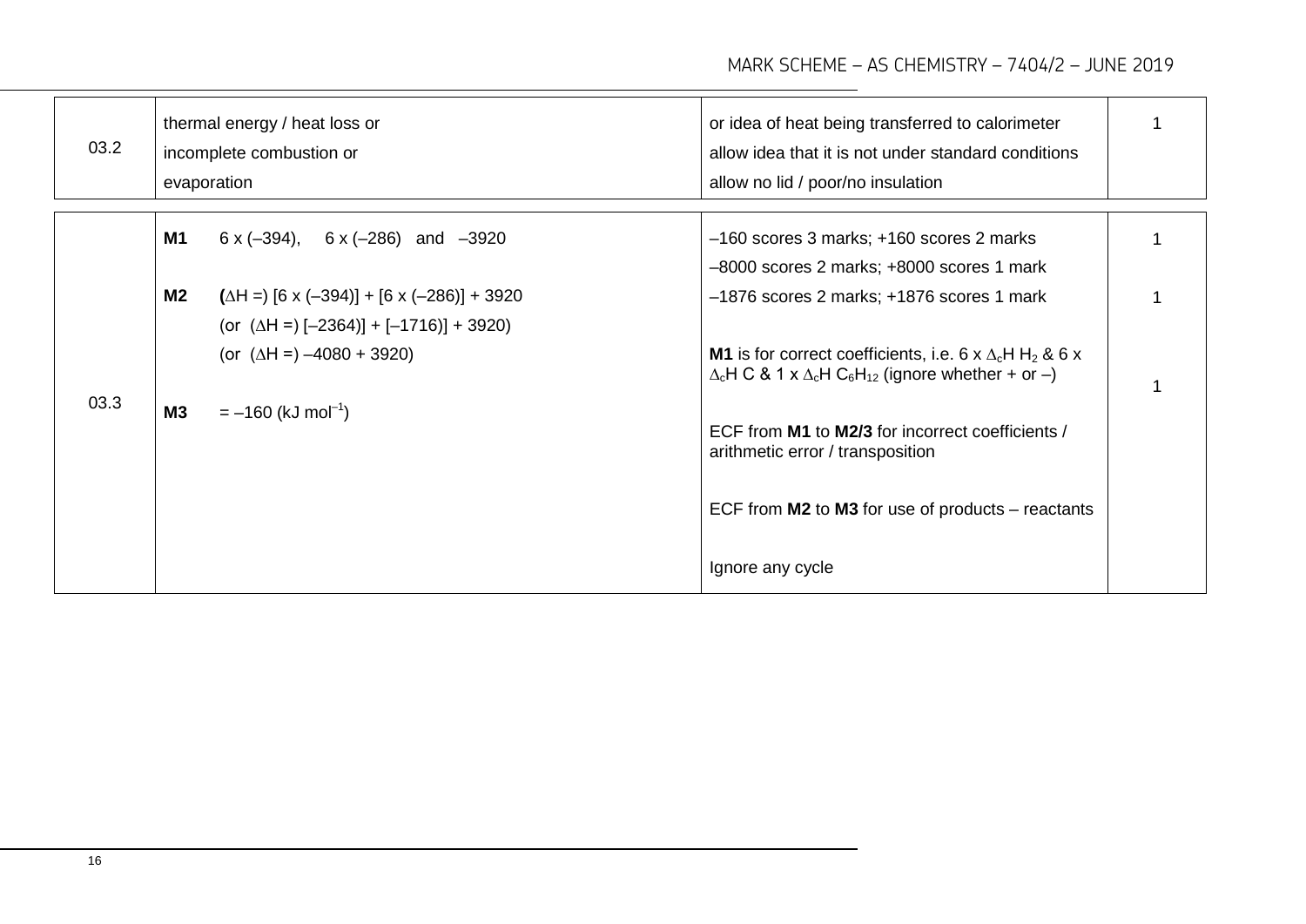| Question | Answers | Additional comments/Guidance | Mark |
|---|---|---|---|
| 03.2 | thermal energy / heat loss or<br>incomplete combustion or<br>evaporation | or idea of heat being transferred to calorimeter<br>allow idea that it is not under standard conditions<br>allow no lid / poor/no insulation | 1 |
| 03.3 | **M1** 6 x (–394), 6 x (–286) and –3920<br><br>**M2** ($\Delta$H =) [6 x (–394)] + [6 x (–286)] + 3920<br>(or ($\Delta$H =) [–2364)] + [–1716)] + 3920)<br>(or ($\Delta$H =) –4080 + 3920)<br><br>**M3** = –160 (kJ mol$^{-1}$) | –160 scores 3 marks; +160 scores 2 marks<br>–8000 scores 2 marks; +8000 scores 1 mark<br>–1876 scores 2 marks; +1876 scores 1 mark<br><br>**M1** is for correct coefficients, i.e. 6 x $\Delta_c$H $H_2$ & 6 x $\Delta_c$H C & 1 x $\Delta_c$H $C_6H_{12}$ (ignore whether + or –)<br><br>ECF from **M1** to **M2/3** for incorrect coefficients / arithmetic error / transposition<br><br>ECF from **M2** to **M3** for use of products – reactants<br><br>Ignore any cycle | 1<br><br>1<br><br>1 |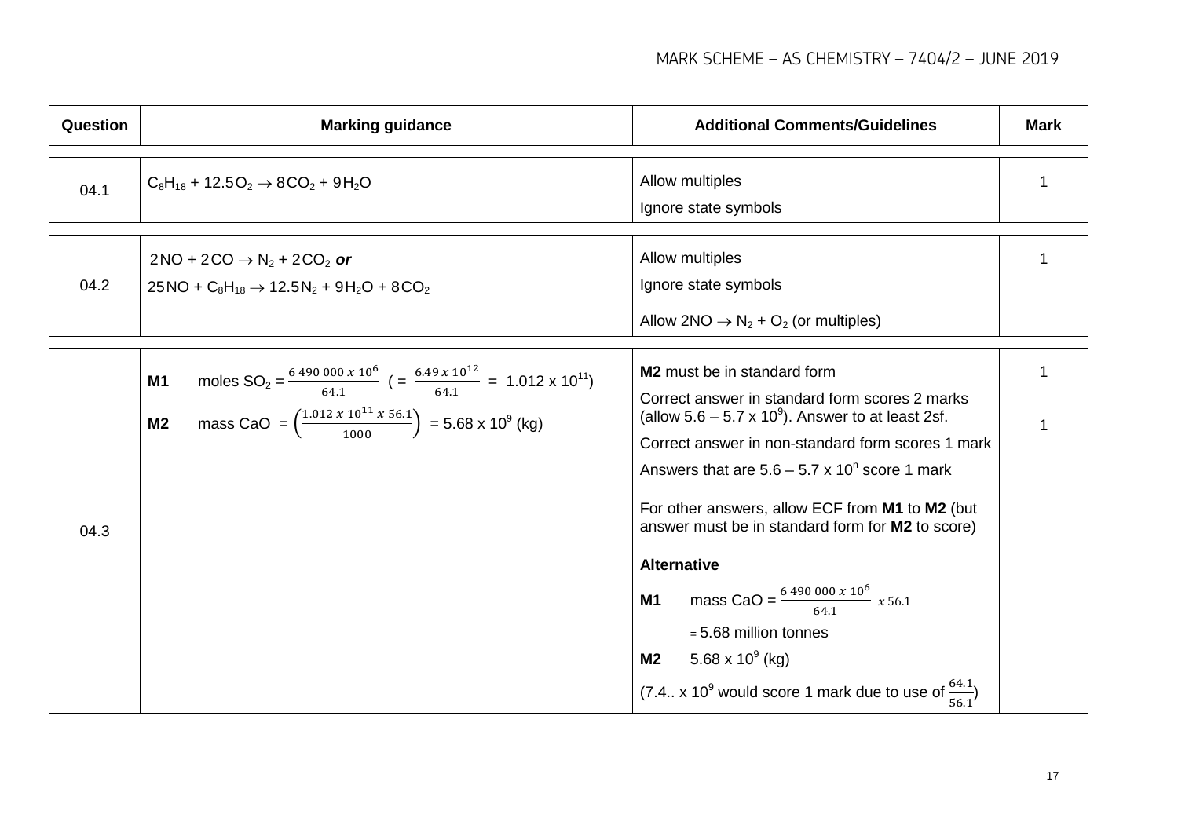| Question | Marking guidance | Additional Comments/Guidelines | Mark |
|---|---|---|---|
| 04.1 | $C_8H_{18} + 12.5O_2 \rightarrow 8CO_2 + 9H_2O$ | Allow multiples<br>Ignore state symbols | 1 |
| 04.2 | $2NO + 2CO \rightarrow N_2 + 2CO_2$ ***or***<br>$25NO + C_8H_{18} \rightarrow 12.5N_2 + 9H_2O + 8CO_2$ | Allow multiples<br>Ignore state symbols<br>Allow $2NO \rightarrow N_2 + O_2$ (or multiples) | 1 |
| 04.3 | **M1** moles $SO_2 = \frac{6\ 490\ 000 \times 10^6}{64.1}$ $\left(= \frac{6.49 \times 10^{12}}{64.1} = 1.012 \times 10^{11}\right)$<br>**M2** mass CaO $= \left(\frac{1.012 \times 10^{11} \times 56.1}{1000}\right) = 5.68 \times 10^9$ (kg) | **M2** must be in standard form<br>Correct answer in standard form scores 2 marks (allow $5.6 - 5.7 \times 10^9$). Answer to at least 2sf.<br>Correct answer in non-standard form scores 1 mark<br>Answers that are $5.6 - 5.7 \times 10^n$ score 1 mark<br><br>For other answers, allow ECF from **M1** to **M2** (but answer must be in standard form for **M2** to score)<br><br>**Alternative**<br>**M1** mass CaO $= \frac{6\ 490\ 000 \times 10^6}{64.1} \times 56.1$<br>= 5.68 million tonnes<br>**M2** $5.68 \times 10^9$ (kg)<br>($7.4.. \times 10^9$ would score 1 mark due to use of $\frac{64.1}{56.1}$) | 1<br><br>1 |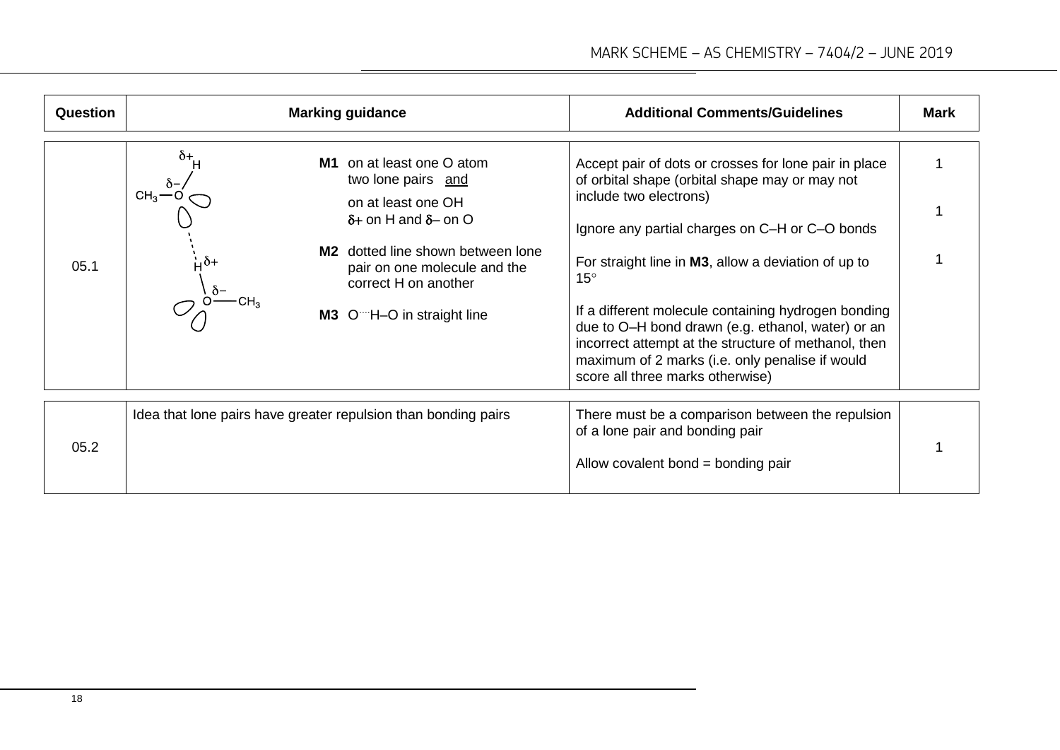| Question | Marking guidance | Additional Comments/Guidelines | Mark |
|---|---|---|---|
| 05.1 | $\delta+$ H, $\delta-$ $CH_3$—O, $H^{\delta+}$, $\delta-$ O—$CH_3$<br><br>**M1** on at least one O atom two lone pairs <u>and</u> on at least one OH $\delta+$ on H and $\delta-$ on O<br><br>**M2** dotted line shown between lone pair on one molecule and the correct H on another<br><br>**M3** O····H–O in straight line | Accept pair of dots or crosses for lone pair in place of orbital shape (orbital shape may or may not include two electrons)<br><br>Ignore any partial charges on C–H or C–O bonds<br><br>For straight line in **M3**, allow a deviation of up to 15°<br><br>If a different molecule containing hydrogen bonding due to O–H bond drawn (e.g. ethanol, water) or an incorrect attempt at the structure of methanol, then maximum of 2 marks (i.e. only penalise if would score all three marks otherwise) | 1<br><br>1<br><br>1 |
| 05.2 | Idea that lone pairs have greater repulsion than bonding pairs | There must be a comparison between the repulsion of a lone pair and bonding pair<br><br>Allow covalent bond = bonding pair | 1 |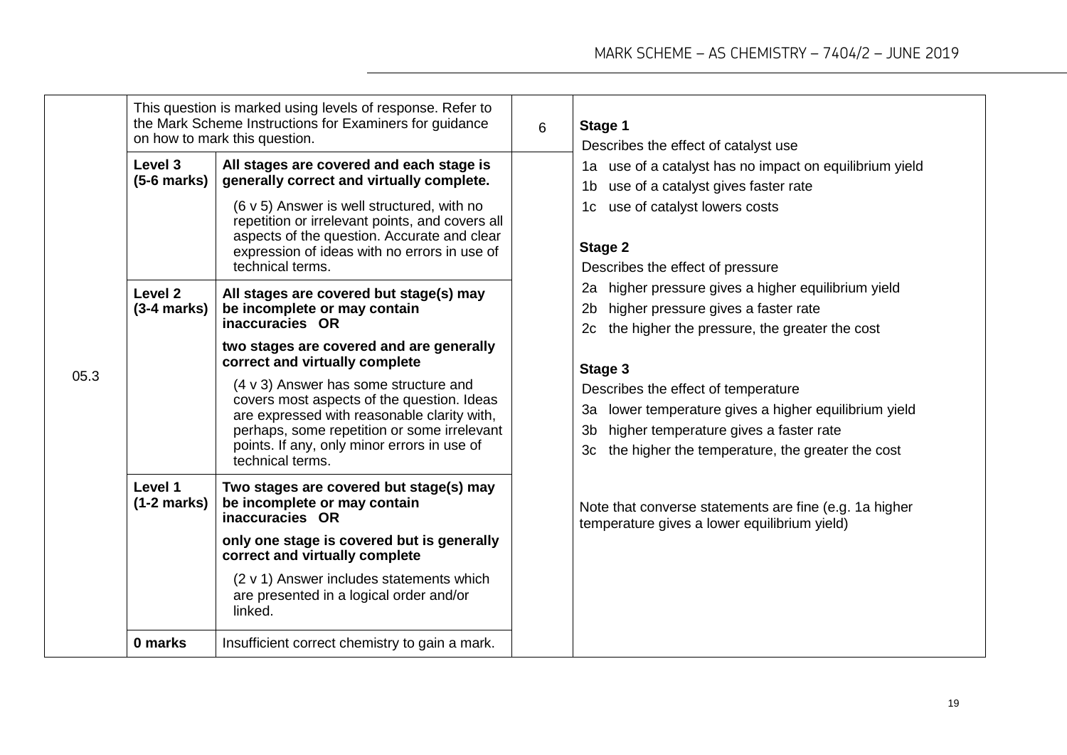| Question | Marking Guidance | | Mark | Additional Comments/Guidance |
|---|---|---|---|---|
| 05.3 | This question is marked using levels of response. Refer to the Mark Scheme Instructions for Examiners for guidance on how to mark this question. | | 6 | **Stage 1**<br>Describes the effect of catalyst use<br>1a use of a catalyst has no impact on equilibrium yield<br>1b use of a catalyst gives faster rate<br>1c use of catalyst lowers costs<br><br>**Stage 2**<br>Describes the effect of pressure<br>2a higher pressure gives a higher equilibrium yield<br>2b higher pressure gives a faster rate<br>2c the higher the pressure, the greater the cost<br><br>**Stage 3**<br>Describes the effect of temperature<br>3a lower temperature gives a higher equilibrium yield<br>3b higher temperature gives a faster rate<br>3c the higher the temperature, the greater the cost<br><br>Note that converse statements are fine (e.g. 1a higher temperature gives a lower equilibrium yield) |
| | **Level 3 (5-6 marks)** | **All stages are covered and each stage is generally correct and virtually complete.**<br><br>(6 v 5) Answer is well structured, with no repetition or irrelevant points, and covers all aspects of the question. Accurate and clear expression of ideas with no errors in use of technical terms. | | |
| | **Level 2 (3-4 marks)** | **All stages are covered but stage(s) may be incomplete or may contain inaccuracies OR**<br><br>**two stages are covered and are generally correct and virtually complete**<br><br>(4 v 3) Answer has some structure and covers most aspects of the question. Ideas are expressed with reasonable clarity with, perhaps, some repetition or some irrelevant points. If any, only minor errors in use of technical terms. | | |
| | **Level 1 (1-2 marks)** | **Two stages are covered but stage(s) may be incomplete or may contain inaccuracies OR**<br><br>**only one stage is covered but is generally correct and virtually complete**<br><br>(2 v 1) Answer includes statements which are presented in a logical order and/or linked. | | |
| | **0 marks** | Insufficient correct chemistry to gain a mark. | | |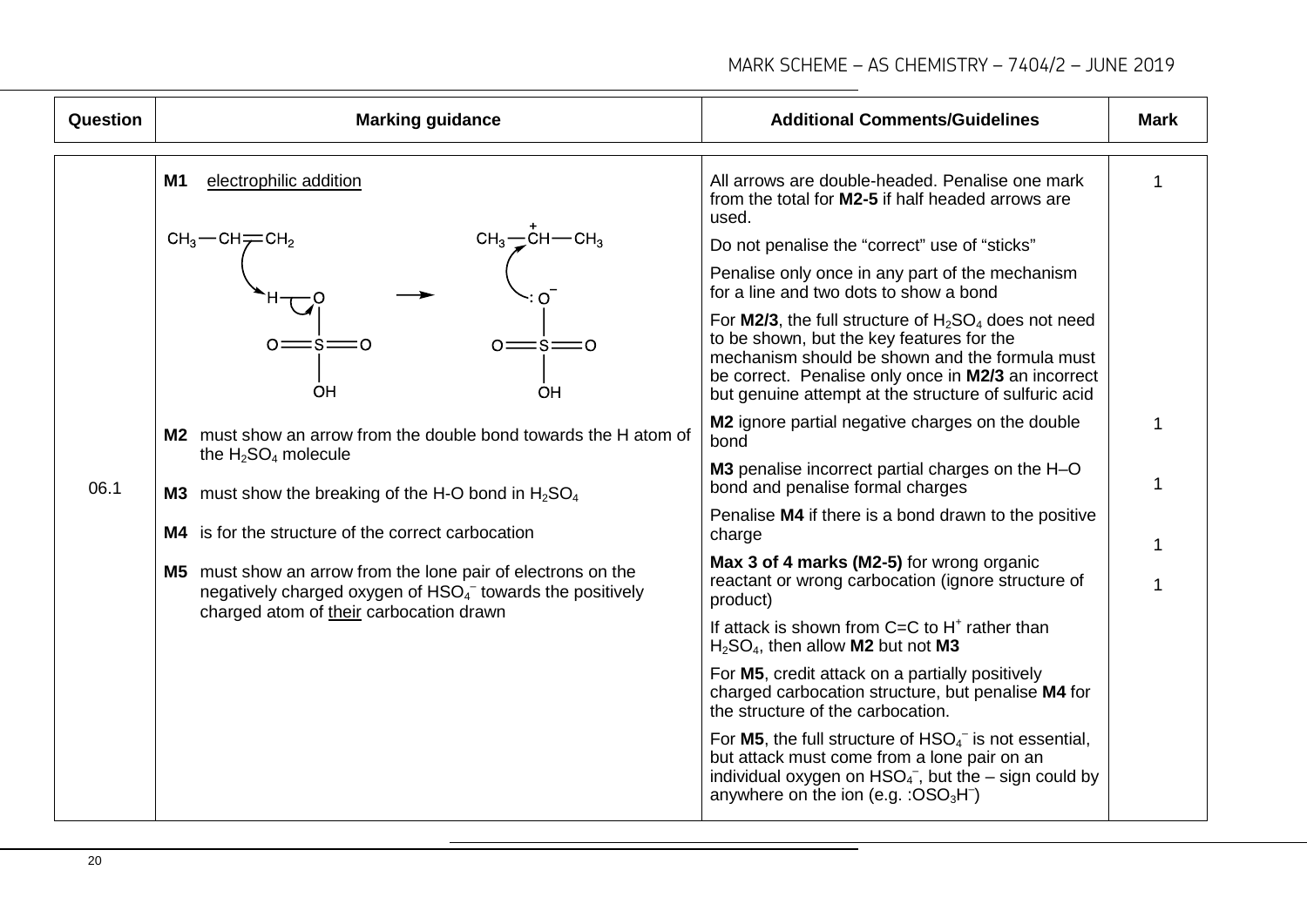| Question | Marking guidance | Additional Comments/Guidelines | Mark |
|---|---|---|---|
| 06.1 | **M1** electrophilic addition<br><br>$CH_3-CH=CH_2$ + $H-O-SO_2-OH$ (curly arrows) → $CH_3-\overset{+}{C}H-CH_3$ + $:O^{-}-SO_2-OH$ (curly arrow)<br><br>**M2** must show an arrow from the double bond towards the H atom of the $H_2SO_4$ molecule<br><br>**M3** must show the breaking of the H-O bond in $H_2SO_4$<br><br>**M4** is for the structure of the correct carbocation<br><br>**M5** must show an arrow from the lone pair of electrons on the negatively charged oxygen of $HSO_4^-$ towards the positively charged atom of their carbocation drawn | All arrows are double-headed. Penalise one mark from the total for **M2-5** if half headed arrows are used.<br><br>Do not penalise the "correct" use of "sticks"<br><br>Penalise only once in any part of the mechanism for a line and two dots to show a bond<br><br>For **M2/3**, the full structure of $H_2SO_4$ does not need to be shown, but the key features for the mechanism should be shown and the formula must be correct. Penalise only once in **M2/3** an incorrect but genuine attempt at the structure of sulfuric acid<br><br>**M2** ignore partial negative charges on the double bond<br><br>**M3** penalise incorrect partial charges on the H–O bond and penalise formal charges<br><br>Penalise **M4** if there is a bond drawn to the positive charge<br><br>**Max 3 of 4 marks (M2-5)** for wrong organic reactant or wrong carbocation (ignore structure of product)<br><br>If attack is shown from C=C to $H^+$ rather than $H_2SO_4$, then allow **M2** but not **M3**<br><br>For **M5**, credit attack on a partially positively charged carbocation structure, but penalise **M4** for the structure of the carbocation.<br><br>For **M5**, the full structure of $HSO_4^-$ is not essential, but attack must come from a lone pair on an individual oxygen on $HSO_4^-$, but the – sign could by anywhere on the ion (e.g. $:OSO_3H^-$) | 1<br><br>1<br><br>1<br><br>1<br><br>1 |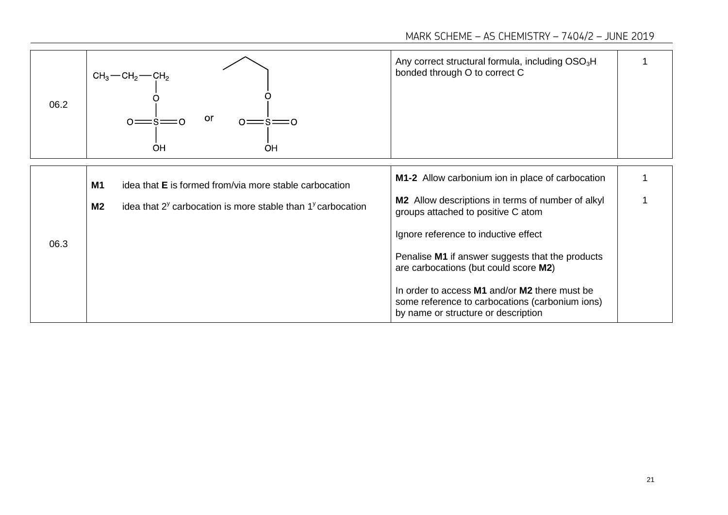| Question | Answers | Additional comments/Guidance | Mark |
|---|---|---|---|
| 06.2 | $CH_3—CH_2—CH_2—O—S(=O)(=O)—OH$ or (skeletal formula with $—O—S(=O)(=O)—OH$) | Any correct structural formula, including $OSO_3H$ bonded through O to correct C | 1 |
| 06.3 | **M1** idea that **E** is formed from/via more stable carbocation<br><br>**M2** idea that $2^y$ carbocation is more stable than $1^y$ carbocation | **M1-2** Allow carbonium ion in place of carbocation<br><br>**M2** Allow descriptions in terms of number of alkyl groups attached to positive C atom<br><br>Ignore reference to inductive effect<br><br>Penalise **M1** if answer suggests that the products are carbocations (but could score **M2**)<br><br>In order to access **M1** and/or **M2** there must be some reference to carbocations (carbonium ions) by name or structure or description | 1<br><br>1 |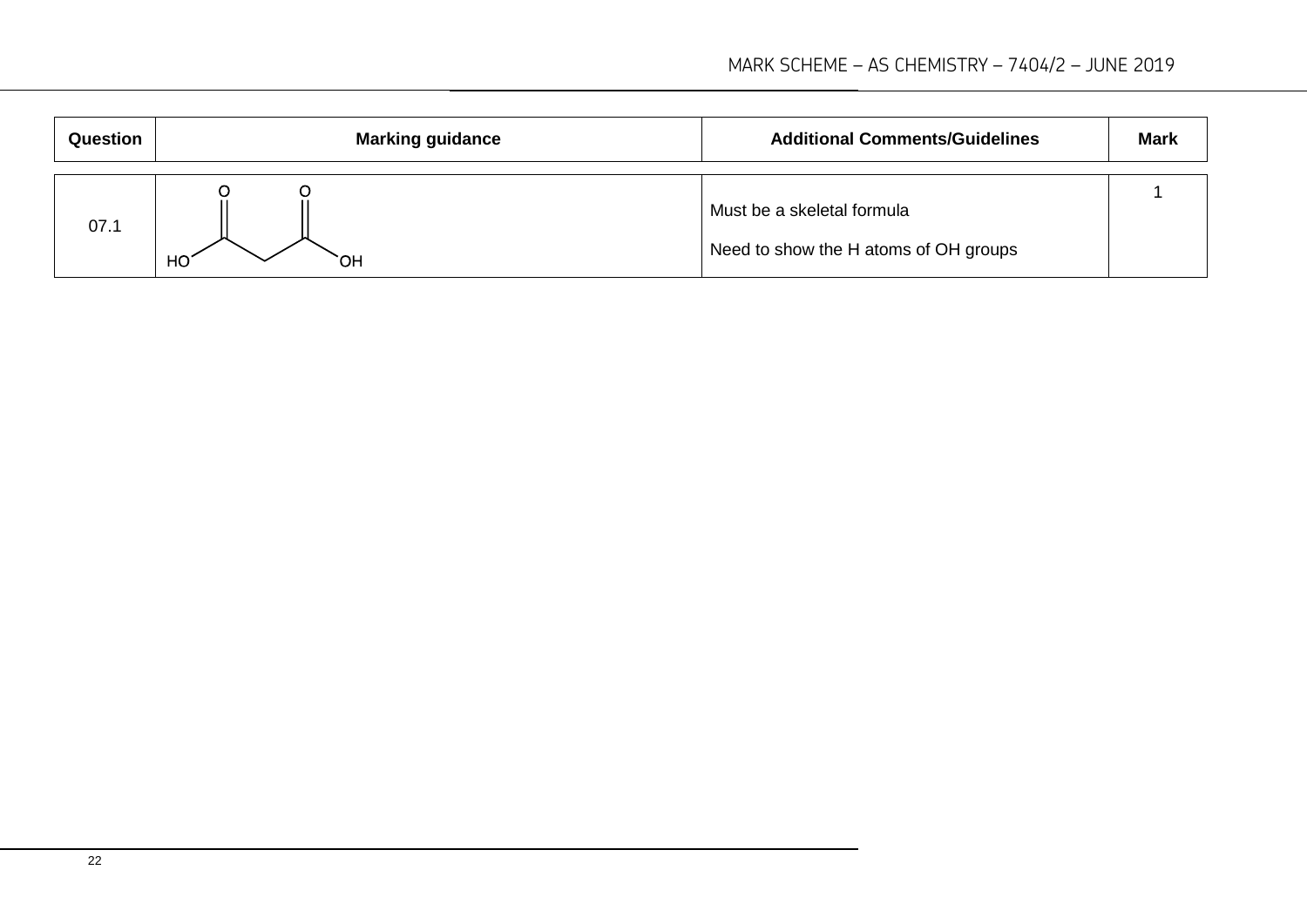| Question | Marking guidance | Additional Comments/Guidelines | Mark |
| --- | --- | --- | --- |
| 07.1 | HO–C(=O)–CH₂–C(=O)–OH (skeletal formula) | Must be a skeletal formula<br><br>Need to show the H atoms of OH groups | 1 |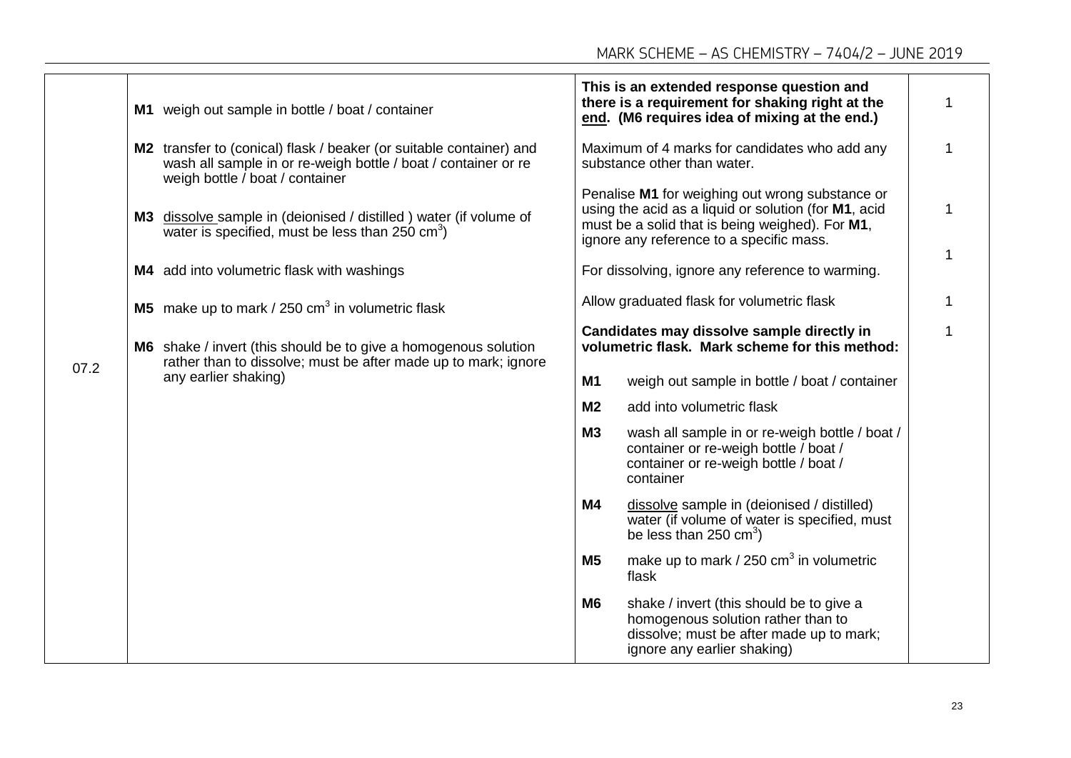| Question | Marking Guidance | Additional Comments/Guidance | Mark |
|---|---|---|---|
| 07.2 | **M1** weigh out sample in bottle / boat / container<br><br>**M2** transfer to (conical) flask / beaker (or suitable container) and wash all sample in or re-weigh bottle / boat / container or re weigh bottle / boat / container<br><br>**M3** dissolve sample in (deionised / distilled ) water (if volume of water is specified, must be less than 250 $cm^3$)<br><br>**M4** add into volumetric flask with washings<br><br>**M5** make up to mark / 250 $cm^3$ in volumetric flask<br><br>**M6** shake / invert (this should be to give a homogenous solution rather than to dissolve; must be after made up to mark; ignore any earlier shaking) | **This is an extended response question and there is a requirement for shaking right at the end. (M6 requires idea of mixing at the end.)**<br><br>Maximum of 4 marks for candidates who add any substance other than water.<br><br>Penalise **M1** for weighing out wrong substance or using the acid as a liquid or solution (for **M1**, acid must be a solid that is being weighed). For **M1**, ignore any reference to a specific mass.<br><br>For dissolving, ignore any reference to warming.<br><br>Allow graduated flask for volumetric flask<br><br>**Candidates may dissolve sample directly in volumetric flask. Mark scheme for this method:**<br><br>**M1** weigh out sample in bottle / boat / container<br><br>**M2** add into volumetric flask<br><br>**M3** wash all sample in or re-weigh bottle / boat / container or re-weigh bottle / boat / container or re-weigh bottle / boat / container<br><br>**M4** dissolve sample in (deionised / distilled) water (if volume of water is specified, must be less than 250 $cm^3$)<br><br>**M5** make up to mark / 250 $cm^3$ in volumetric flask<br><br>**M6** shake / invert (this should be to give a homogenous solution rather than to dissolve; must be after made up to mark; ignore any earlier shaking) | 1<br><br>1<br><br>1<br><br>1<br><br>1<br><br>1 |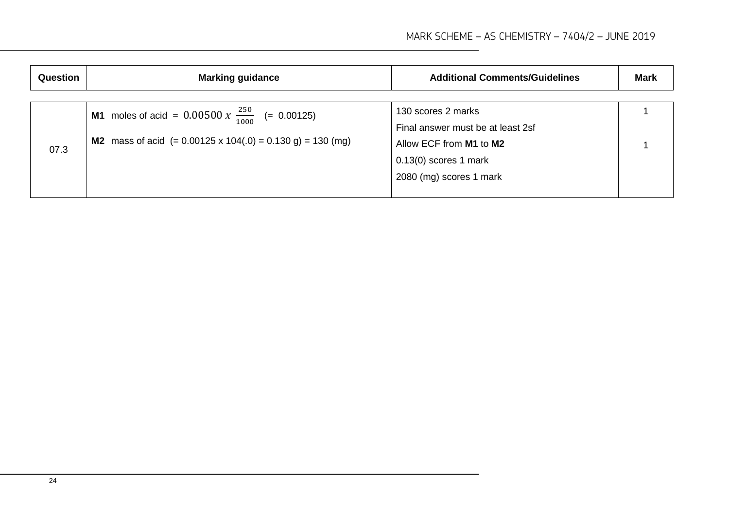| Question | Marking guidance | Additional Comments/Guidelines | Mark |
|---|---|---|---|
| 07.3 | **M1** moles of acid = $0.00500\ x\ \frac{250}{1000}$ (= 0.00125) | 130 scores 2 marks<br>Final answer must be at least 2sf | 1 |
| | **M2** mass of acid (= 0.00125 x 104(.0) = 0.130 g) = 130 (mg) | Allow ECF from **M1** to **M2**<br>0.13(0) scores 1 mark<br>2080 (mg) scores 1 mark | 1 |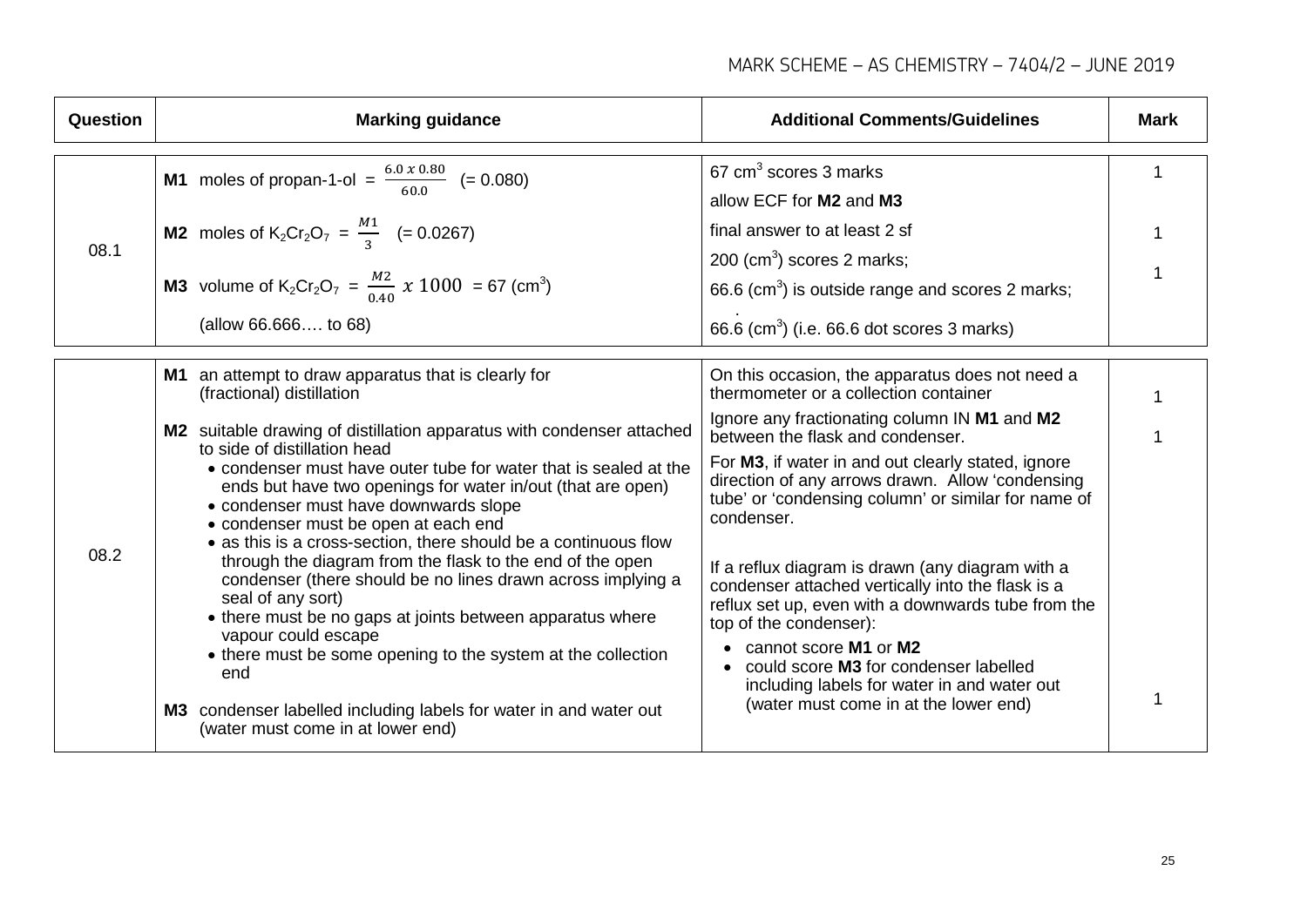| Question | Marking guidance | Additional Comments/Guidelines | Mark |
|---|---|---|---|
| 08.1 | **M1** moles of propan-1-ol = $\frac{6.0 \times 0.80}{60.0}$ (= 0.080)<br><br>**M2** moles of $K_2Cr_2O_7$ = $\frac{M1}{3}$ (= 0.0267)<br><br>**M3** volume of $K_2Cr_2O_7$ = $\frac{M2}{0.40} \times 1000$ = 67 ($cm^3$)<br><br>(allow 66.666…. to 68) | 67 $cm^3$ scores 3 marks<br>allow ECF for **M2** and **M3**<br>final answer to at least 2 sf<br>200 ($cm^3$) scores 2 marks;<br>66.6 ($cm^3$) is outside range and scores 2 marks;<br>$66.\dot{6}$ ($cm^3$) (i.e. 66.6 dot scores 3 marks) | 1<br><br>1<br><br>1 |
| 08.2 | **M1** an attempt to draw apparatus that is clearly for (fractional) distillation<br><br>**M2** suitable drawing of distillation apparatus with condenser attached to side of distillation head<br>• condenser must have outer tube for water that is sealed at the ends but have two openings for water in/out (that are open)<br>• condenser must have downwards slope<br>• condenser must be open at each end<br>• as this is a cross-section, there should be a continuous flow through the diagram from the flask to the end of the open condenser (there should be no lines drawn across implying a seal of any sort)<br>• there must be no gaps at joints between apparatus where vapour could escape<br>• there must be some opening to the system at the collection end<br><br>**M3** condenser labelled including labels for water in and water out (water must come in at lower end) | On this occasion, the apparatus does not need a thermometer or a collection container<br>Ignore any fractionating column IN **M1** and **M2** between the flask and condenser.<br>For **M3**, if water in and out clearly stated, ignore direction of any arrows drawn. Allow 'condensing tube' or 'condensing column' or similar for name of condenser.<br><br>If a reflux diagram is drawn (any diagram with a condenser attached vertically into the flask is a reflux set up, even with a downwards tube from the top of the condenser):<br>• cannot score **M1** or **M2**<br>• could score **M3** for condenser labelled including labels for water in and water out (water must come in at the lower end) | 1<br><br>1<br><br><br><br><br><br><br><br><br><br>1 |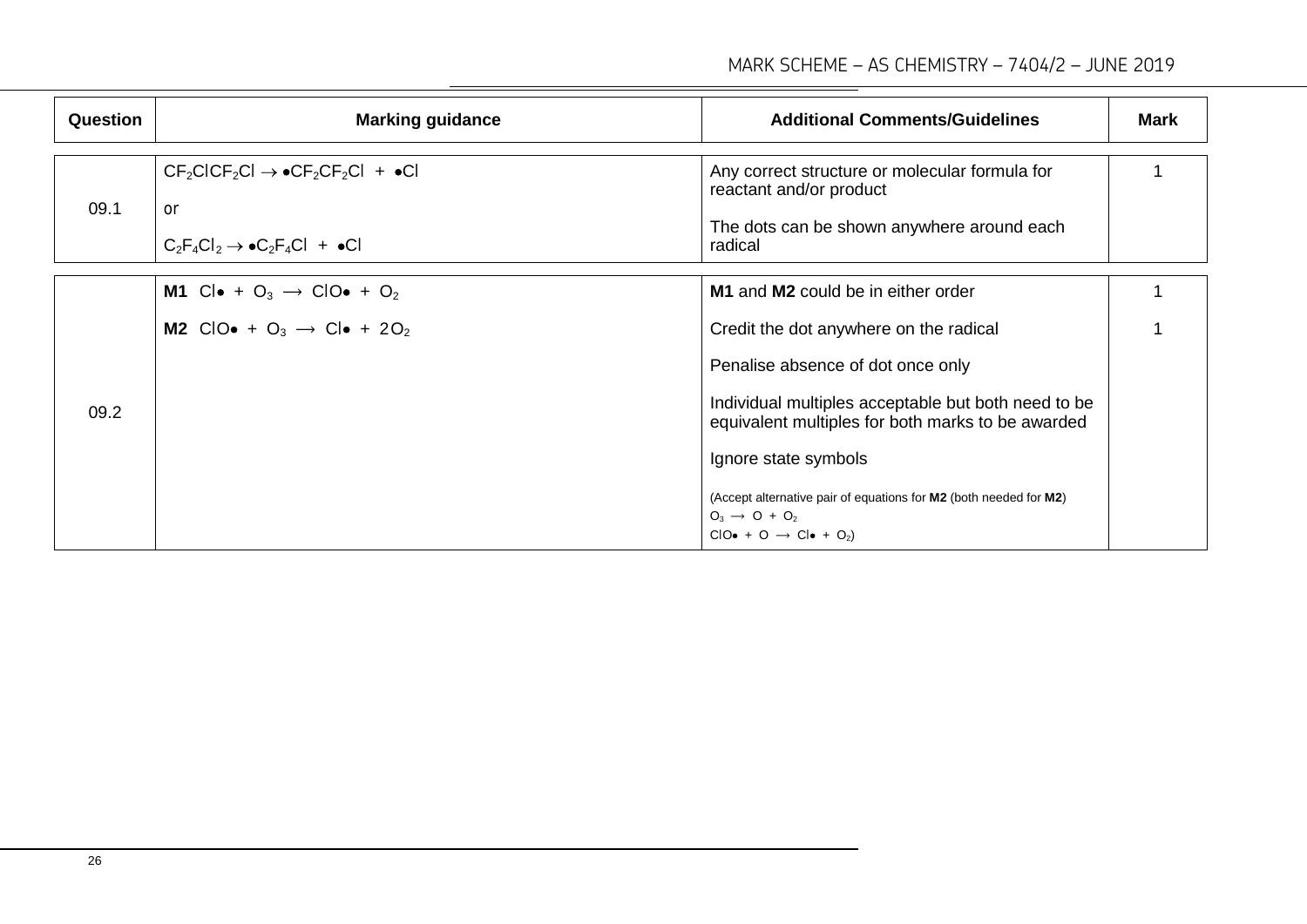| Question | Marking guidance | Additional Comments/Guidelines | Mark |
| --- | --- | --- | --- |
| 09.1 | $CF_2ClCF_2Cl \rightarrow \bullet CF_2CF_2Cl + \bullet Cl$<br><br>or<br><br>$C_2F_4Cl_2 \rightarrow \bullet C_2F_4Cl + \bullet Cl$ | Any correct structure or molecular formula for reactant and/or product<br><br>The dots can be shown anywhere around each radical | 1 |
| 09.2 | **M1** $Cl\bullet + O_3 \longrightarrow ClO\bullet + O_2$<br><br>**M2** $ClO\bullet + O_3 \longrightarrow Cl\bullet + 2O_2$ | **M1** and **M2** could be in either order<br><br>Credit the dot anywhere on the radical<br><br>Penalise absence of dot once only<br><br>Individual multiples acceptable but both need to be equivalent multiples for both marks to be awarded<br><br>Ignore state symbols<br><br>(Accept alternative pair of equations for **M2** (both needed for **M2**)<br>$O_3 \longrightarrow O + O_2$<br>$ClO\bullet + O \longrightarrow Cl\bullet + O_2$) | 1<br><br>1 |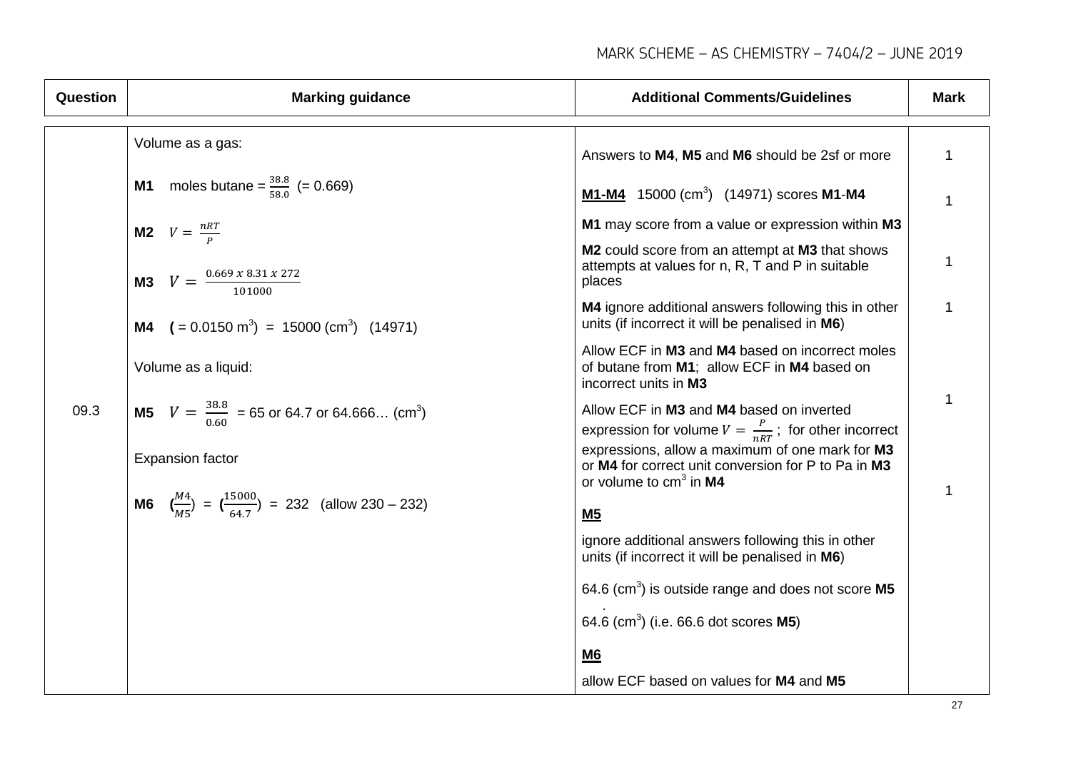| Question | Marking guidance | Additional Comments/Guidelines | Mark |
|---|---|---|---|
| 09.3 | Volume as a gas:<br><br>**M1** moles butane = $\frac{38.8}{58.0}$ (= 0.669)<br><br>**M2** $V = \frac{nRT}{P}$<br><br>**M3** $V = \frac{0.669 \times 8.31 \times 272}{101000}$<br><br>**M4** ( = 0.0150 $m^3$) = 15000 ($cm^3$) (14971)<br><br>Volume as a liquid:<br><br>**M5** $V = \frac{38.8}{0.60}$ = 65 or 64.7 or 64.666… ($cm^3$)<br><br>Expansion factor<br><br>**M6** ($\frac{M4}{M5}$) = ($\frac{15000}{64.7}$) = 232 (allow 230 – 232) | Answers to **M4**, **M5** and **M6** should be 2sf or more<br><br>**M1-M4** 15000 ($cm^3$) (14971) scores **M1**-**M4**<br><br>**M1** may score from a value or expression within **M3**<br><br>**M2** could score from an attempt at **M3** that shows attempts at values for n, R, T and P in suitable places<br><br>**M4** ignore additional answers following this in other units (if incorrect it will be penalised in **M6**)<br><br>Allow ECF in **M3** and **M4** based on incorrect moles of butane from **M1**; allow ECF in **M4** based on incorrect units in **M3**<br><br>Allow ECF in **M3** and **M4** based on inverted expression for volume $V = \frac{P}{nRT}$ ; for other incorrect expressions, allow a maximum of one mark for **M3** or **M4** for correct unit conversion for P to Pa in **M3** or volume to $cm^3$ in **M4**<br><br>**M5**<br><br>ignore additional answers following this in other units (if incorrect it will be penalised in **M6**)<br><br>64.6 ($cm^3$) is outside range and does not score **M5**<br><br>$64.\dot{6}$ ($cm^3$) (i.e. 66.6 dot scores **M5**)<br><br>**M6**<br><br>allow ECF based on values for **M4** and **M5** | 1<br><br>1<br><br>1<br><br>1<br><br>1<br><br>1 |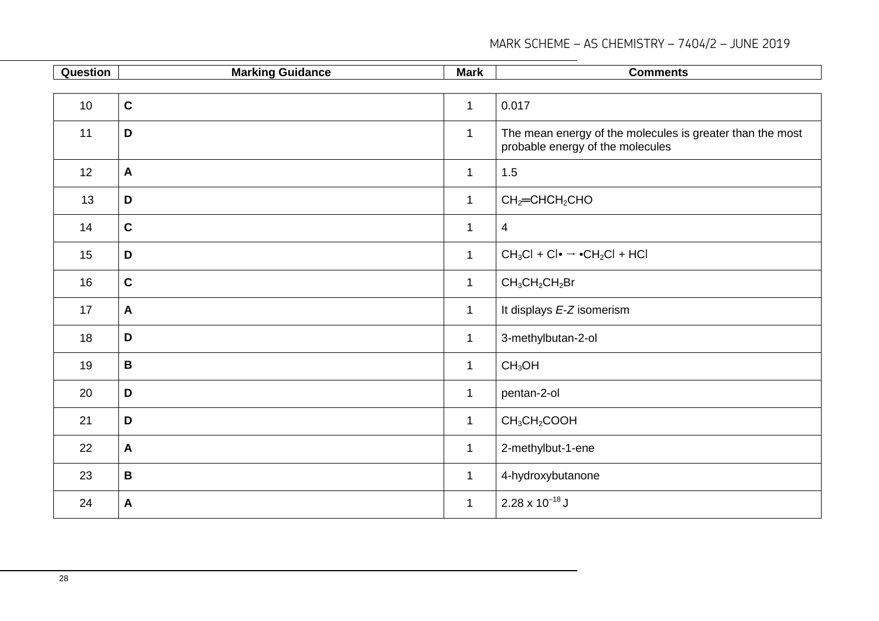| Question | Marking Guidance | Mark | Comments |
|---|---|---|---|
| 10 | **C** | 1 | 0.017 |
| 11 | **D** | 1 | The mean energy of the molecules is greater than the most probable energy of the molecules |
| 12 | **A** | 1 | 1.5 |
| 13 | **D** | 1 | $CH_2{=}CHCH_2CHO$ |
| 14 | **C** | 1 | 4 |
| 15 | **D** | 1 | $CH_3Cl + Cl\bullet \rightarrow \bullet CH_2Cl + HCl$ |
| 16 | **C** | 1 | $CH_3CH_2CH_2Br$ |
| 17 | **A** | 1 | It displays *E*-*Z* isomerism |
| 18 | **D** | 1 | 3-methylbutan-2-ol |
| 19 | **B** | 1 | $CH_3OH$ |
| 20 | **D** | 1 | pentan-2-ol |
| 21 | **D** | 1 | $CH_3CH_2COOH$ |
| 22 | **A** | 1 | 2-methylbut-1-ene |
| 23 | **B** | 1 | 4-hydroxybutanone |
| 24 | **A** | 1 | $2.28 \times 10^{-18}$ J |